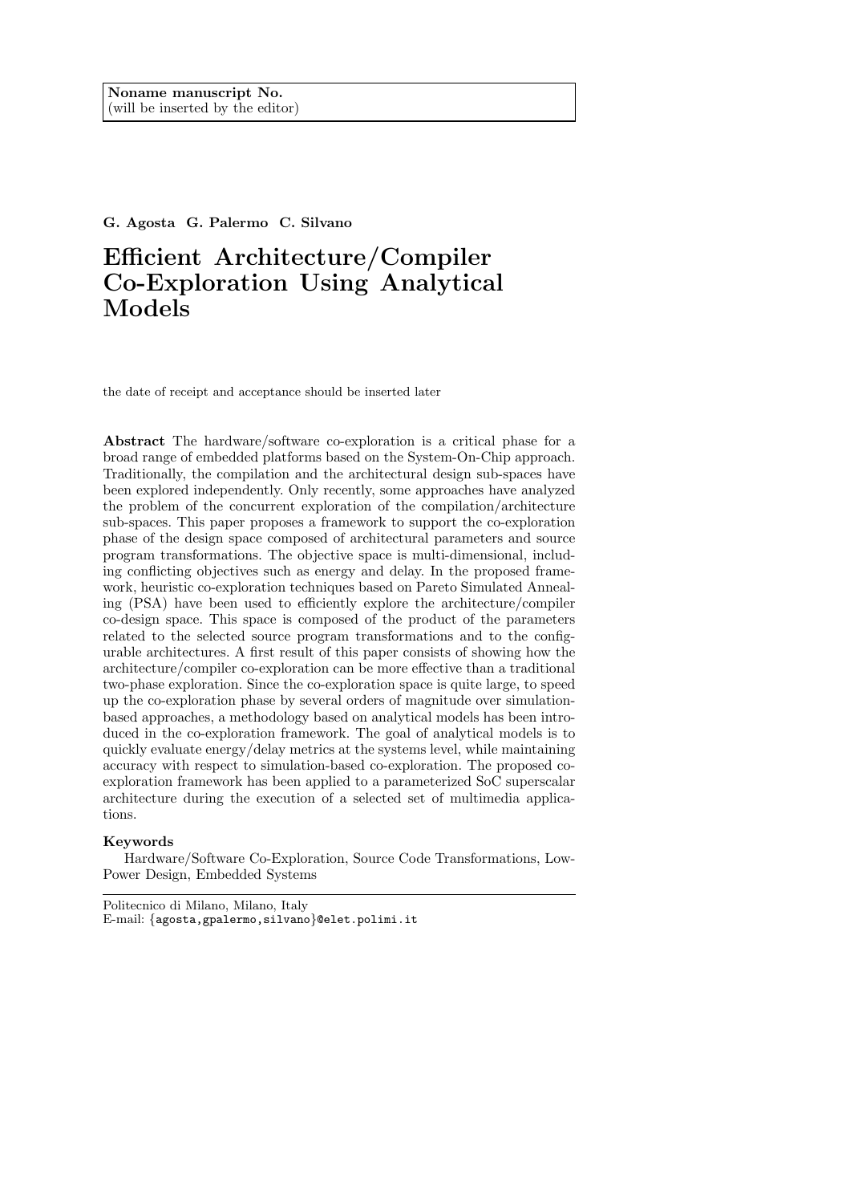**Noname manuscript No.**
(will be inserted by the editor)

**G. Agosta G. Palermo C. Silvano**

# Efficient Architecture/Compiler Co-Exploration Using Analytical Models

the date of receipt and acceptance should be inserted later

**Abstract** The hardware/software co-exploration is a critical phase for a broad range of embedded platforms based on the System-On-Chip approach. Traditionally, the compilation and the architectural design sub-spaces have been explored independently. Only recently, some approaches have analyzed the problem of the concurrent exploration of the compilation/architecture sub-spaces. This paper proposes a framework to support the co-exploration phase of the design space composed of architectural parameters and source program transformations. The objective space is multi-dimensional, including conflicting objectives such as energy and delay. In the proposed framework, heuristic co-exploration techniques based on Pareto Simulated Annealing (PSA) have been used to efficiently explore the architecture/compiler co-design space. This space is composed of the product of the parameters related to the selected source program transformations and to the configurable architectures. A first result of this paper consists of showing how the architecture/compiler co-exploration can be more effective than a traditional two-phase exploration. Since the co-exploration space is quite large, to speed up the co-exploration phase by several orders of magnitude over simulation-based approaches, a methodology based on analytical models has been introduced in the co-exploration framework. The goal of analytical models is to quickly evaluate energy/delay metrics at the systems level, while maintaining accuracy with respect to simulation-based co-exploration. The proposed co-exploration framework has been applied to a parameterized SoC superscalar architecture during the execution of a selected set of multimedia applications.

**Keywords**
Hardware/Software Co-Exploration, Source Code Transformations, Low-Power Design, Embedded Systems

---

Politecnico di Milano, Milano, Italy
E-mail: {agosta,gpalermo,silvano}@elet.polimi.it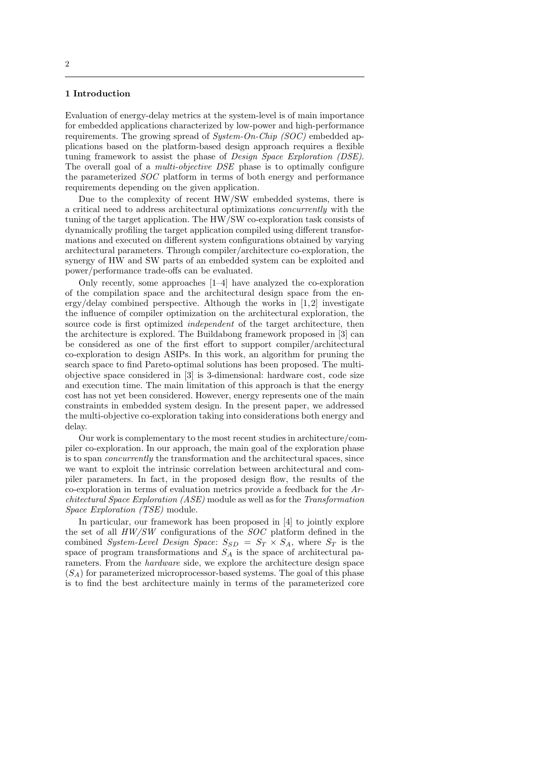## 1 Introduction

Evaluation of energy-delay metrics at the system-level is of main importance for embedded applications characterized by low-power and high-performance requirements. The growing spread of *System-On-Chip (SOC)* embedded applications based on the platform-based design approach requires a flexible tuning framework to assist the phase of *Design Space Exploration (DSE)*. The overall goal of a *multi-objective DSE* phase is to optimally configure the parameterized *SOC* platform in terms of both energy and performance requirements depending on the given application.

Due to the complexity of recent HW/SW embedded systems, there is a critical need to address architectural optimizations *concurrently* with the tuning of the target application. The HW/SW co-exploration task consists of dynamically profiling the target application compiled using different transformations and executed on different system configurations obtained by varying architectural parameters. Through compiler/architecture co-exploration, the synergy of HW and SW parts of an embedded system can be exploited and power/performance trade-offs can be evaluated.

Only recently, some approaches [1–4] have analyzed the co-exploration of the compilation space and the architectural design space from the energy/delay combined perspective. Although the works in [1,2] investigate the influence of compiler optimization on the architectural exploration, the source code is first optimized *independent* of the target architecture, then the architecture is explored. The Buildabong framework proposed in [3] can be considered as one of the first effort to support compiler/architectural co-exploration to design ASIPs. In this work, an algorithm for pruning the search space to find Pareto-optimal solutions has been proposed. The multi-objective space considered in [3] is 3-dimensional: hardware cost, code size and execution time. The main limitation of this approach is that the energy cost has not yet been considered. However, energy represents one of the main constraints in embedded system design. In the present paper, we addressed the multi-objective co-exploration taking into considerations both energy and delay.

Our work is complementary to the most recent studies in architecture/compiler co-exploration. In our approach, the main goal of the exploration phase is to span *concurrently* the transformation and the architectural spaces, since we want to exploit the intrinsic correlation between architectural and compiler parameters. In fact, in the proposed design flow, the results of the co-exploration in terms of evaluation metrics provide a feedback for the *Architectural Space Exploration (ASE)* module as well as for the *Transformation Space Exploration (TSE)* module.

In particular, our framework has been proposed in [4] to jointly explore the set of all *HW/SW* configurations of the *SOC* platform defined in the combined *System-Level Design Space*: $S_{SD} = S_T \times S_A$, where $S_T$ is the space of program transformations and $S_A$ is the space of architectural parameters. From the *hardware* side, we explore the architecture design space ($S_A$) for parameterized microprocessor-based systems. The goal of this phase is to find the best architecture mainly in terms of the parameterized core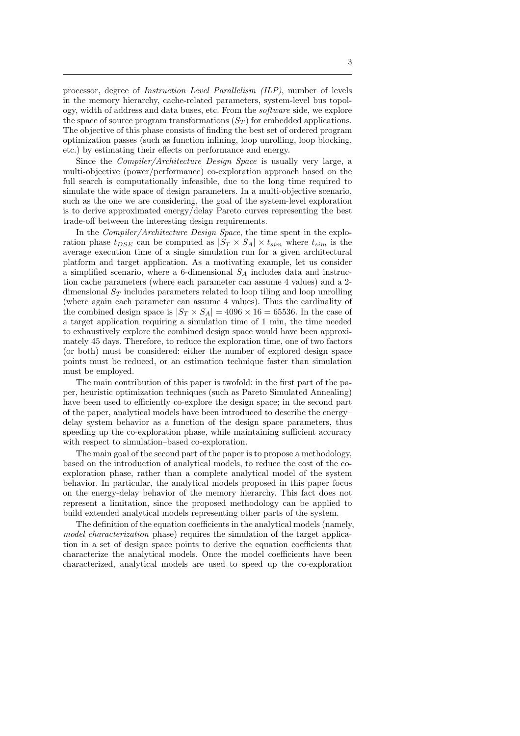processor, degree of *Instruction Level Parallelism (ILP)*, number of levels in the memory hierarchy, cache-related parameters, system-level bus topology, width of address and data buses, etc. From the *software* side, we explore the space of source program transformations ($S_T$) for embedded applications. The objective of this phase consists of finding the best set of ordered program optimization passes (such as function inlining, loop unrolling, loop blocking, etc.) by estimating their effects on performance and energy.

Since the *Compiler/Architecture Design Space* is usually very large, a multi-objective (power/performance) co-exploration approach based on the full search is computationally infeasible, due to the long time required to simulate the wide space of design parameters. In a multi-objective scenario, such as the one we are considering, the goal of the system-level exploration is to derive approximated energy/delay Pareto curves representing the best trade-off between the interesting design requirements.

In the *Compiler/Architecture Design Space*, the time spent in the exploration phase $t_{DSE}$ can be computed as $|S_T \times S_A| \times t_{sim}$ where $t_{sim}$ is the average execution time of a single simulation run for a given architectural platform and target application. As a motivating example, let us consider a simplified scenario, where a 6-dimensional $S_A$ includes data and instruction cache parameters (where each parameter can assume 4 values) and a 2-dimensional $S_T$ includes parameters related to loop tiling and loop unrolling (where again each parameter can assume 4 values). Thus the cardinality of the combined design space is $|S_T \times S_A| = 4096 \times 16 = 65536$. In the case of a target application requiring a simulation time of 1 min, the time needed to exhaustively explore the combined design space would have been approximately 45 days. Therefore, to reduce the exploration time, one of two factors (or both) must be considered: either the number of explored design space points must be reduced, or an estimation technique faster than simulation must be employed.

The main contribution of this paper is twofold: in the first part of the paper, heuristic optimization techniques (such as Pareto Simulated Annealing) have been used to efficiently co-explore the design space; in the second part of the paper, analytical models have been introduced to describe the energy–delay system behavior as a function of the design space parameters, thus speeding up the co-exploration phase, while maintaining sufficient accuracy with respect to simulation–based co-exploration.

The main goal of the second part of the paper is to propose a methodology, based on the introduction of analytical models, to reduce the cost of the co-exploration phase, rather than a complete analytical model of the system behavior. In particular, the analytical models proposed in this paper focus on the energy-delay behavior of the memory hierarchy. This fact does not represent a limitation, since the proposed methodology can be applied to build extended analytical models representing other parts of the system.

The definition of the equation coefficients in the analytical models (namely, *model characterization* phase) requires the simulation of the target application in a set of design space points to derive the equation coefficients that characterize the analytical models. Once the model coefficients have been characterized, analytical models are used to speed up the co-exploration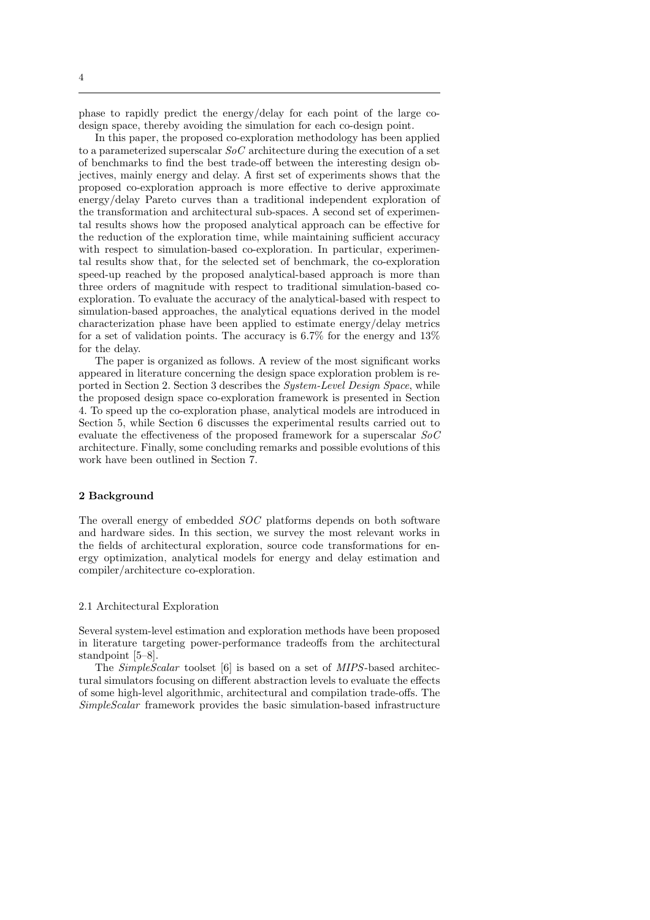phase to rapidly predict the energy/delay for each point of the large co-design space, thereby avoiding the simulation for each co-design point.

In this paper, the proposed co-exploration methodology has been applied to a parameterized superscalar *SoC* architecture during the execution of a set of benchmarks to find the best trade-off between the interesting design objectives, mainly energy and delay. A first set of experiments shows that the proposed co-exploration approach is more effective to derive approximate energy/delay Pareto curves than a traditional independent exploration of the transformation and architectural sub-spaces. A second set of experimental results shows how the proposed analytical approach can be effective for the reduction of the exploration time, while maintaining sufficient accuracy with respect to simulation-based co-exploration. In particular, experimental results show that, for the selected set of benchmark, the co-exploration speed-up reached by the proposed analytical-based approach is more than three orders of magnitude with respect to traditional simulation-based co-exploration. To evaluate the accuracy of the analytical-based with respect to simulation-based approaches, the analytical equations derived in the model characterization phase have been applied to estimate energy/delay metrics for a set of validation points. The accuracy is 6.7% for the energy and 13% for the delay.

The paper is organized as follows. A review of the most significant works appeared in literature concerning the design space exploration problem is reported in Section 2. Section 3 describes the *System-Level Design Space*, while the proposed design space co-exploration framework is presented in Section 4. To speed up the co-exploration phase, analytical models are introduced in Section 5, while Section 6 discusses the experimental results carried out to evaluate the effectiveness of the proposed framework for a superscalar *SoC* architecture. Finally, some concluding remarks and possible evolutions of this work have been outlined in Section 7.

## 2 Background

The overall energy of embedded *SOC* platforms depends on both software and hardware sides. In this section, we survey the most relevant works in the fields of architectural exploration, source code transformations for energy optimization, analytical models for energy and delay estimation and compiler/architecture co-exploration.

### 2.1 Architectural Exploration

Several system-level estimation and exploration methods have been proposed in literature targeting power-performance tradeoffs from the architectural standpoint [5–8].

The *SimpleScalar* toolset [6] is based on a set of *MIPS*-based architectural simulators focusing on different abstraction levels to evaluate the effects of some high-level algorithmic, architectural and compilation trade-offs. The *SimpleScalar* framework provides the basic simulation-based infrastructure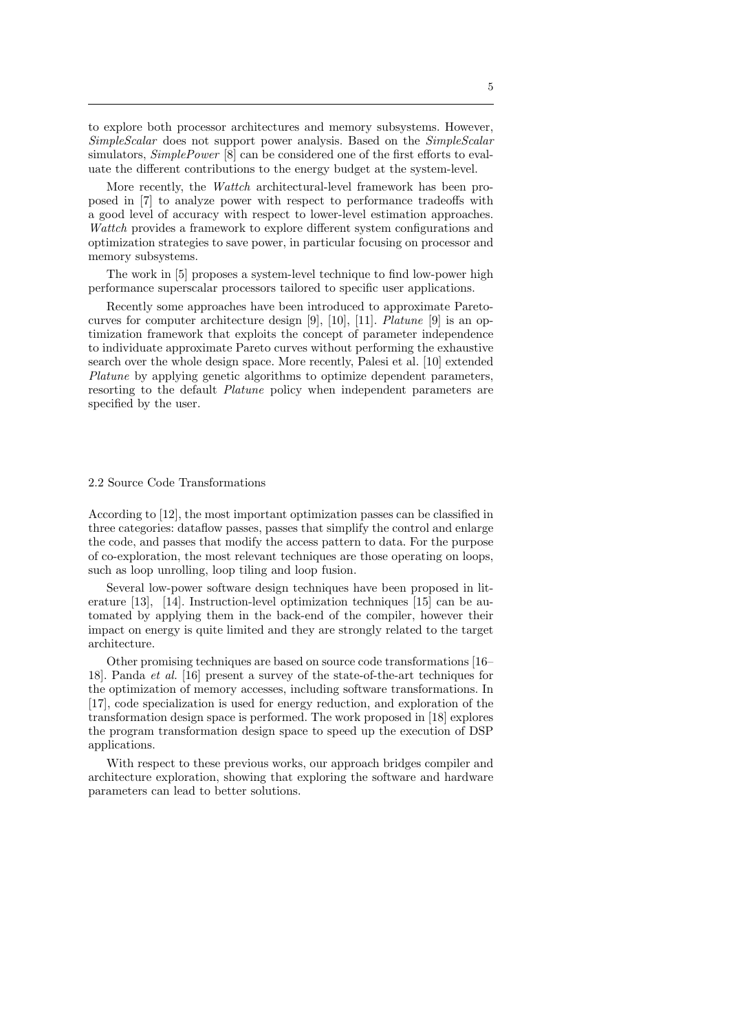to explore both processor architectures and memory subsystems. However, *SimpleScalar* does not support power analysis. Based on the *SimpleScalar* simulators, *SimplePower* [8] can be considered one of the first efforts to evaluate the different contributions to the energy budget at the system-level.

More recently, the *Wattch* architectural-level framework has been proposed in [7] to analyze power with respect to performance tradeoffs with a good level of accuracy with respect to lower-level estimation approaches. *Wattch* provides a framework to explore different system configurations and optimization strategies to save power, in particular focusing on processor and memory subsystems.

The work in [5] proposes a system-level technique to find low-power high performance superscalar processors tailored to specific user applications.

Recently some approaches have been introduced to approximate Pareto-curves for computer architecture design [9], [10], [11]. *Platune* [9] is an optimization framework that exploits the concept of parameter independence to individuate approximate Pareto curves without performing the exhaustive search over the whole design space. More recently, Palesi et al. [10] extended *Platune* by applying genetic algorithms to optimize dependent parameters, resorting to the default *Platune* policy when independent parameters are specified by the user.

## 2.2 Source Code Transformations

According to [12], the most important optimization passes can be classified in three categories: dataflow passes, passes that simplify the control and enlarge the code, and passes that modify the access pattern to data. For the purpose of co-exploration, the most relevant techniques are those operating on loops, such as loop unrolling, loop tiling and loop fusion.

Several low-power software design techniques have been proposed in literature [13], [14]. Instruction-level optimization techniques [15] can be automated by applying them in the back-end of the compiler, however their impact on energy is quite limited and they are strongly related to the target architecture.

Other promising techniques are based on source code transformations [16–18]. Panda *et al.* [16] present a survey of the state-of-the-art techniques for the optimization of memory accesses, including software transformations. In [17], code specialization is used for energy reduction, and exploration of the transformation design space is performed. The work proposed in [18] explores the program transformation design space to speed up the execution of DSP applications.

With respect to these previous works, our approach bridges compiler and architecture exploration, showing that exploring the software and hardware parameters can lead to better solutions.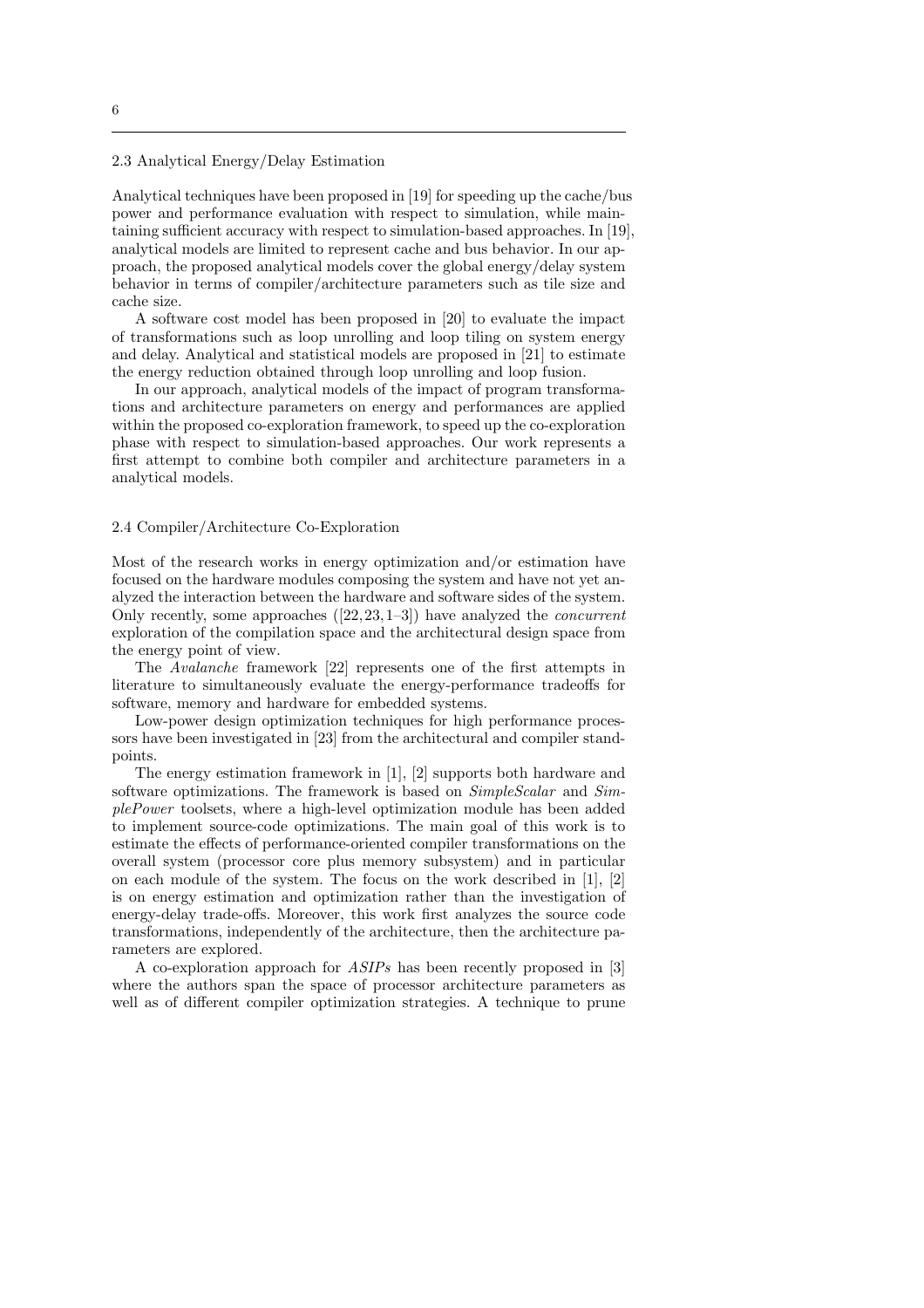### 2.3 Analytical Energy/Delay Estimation

Analytical techniques have been proposed in [19] for speeding up the cache/bus power and performance evaluation with respect to simulation, while maintaining sufficient accuracy with respect to simulation-based approaches. In [19], analytical models are limited to represent cache and bus behavior. In our approach, the proposed analytical models cover the global energy/delay system behavior in terms of compiler/architecture parameters such as tile size and cache size.

A software cost model has been proposed in [20] to evaluate the impact of transformations such as loop unrolling and loop tiling on system energy and delay. Analytical and statistical models are proposed in [21] to estimate the energy reduction obtained through loop unrolling and loop fusion.

In our approach, analytical models of the impact of program transformations and architecture parameters on energy and performances are applied within the proposed co-exploration framework, to speed up the co-exploration phase with respect to simulation-based approaches. Our work represents a first attempt to combine both compiler and architecture parameters in a analytical models.

### 2.4 Compiler/Architecture Co-Exploration

Most of the research works in energy optimization and/or estimation have focused on the hardware modules composing the system and have not yet analyzed the interaction between the hardware and software sides of the system. Only recently, some approaches ([22, 23, 1–3]) have analyzed the *concurrent* exploration of the compilation space and the architectural design space from the energy point of view.

The *Avalanche* framework [22] represents one of the first attempts in literature to simultaneously evaluate the energy-performance tradeoffs for software, memory and hardware for embedded systems.

Low-power design optimization techniques for high performance processors have been investigated in [23] from the architectural and compiler standpoints.

The energy estimation framework in [1], [2] supports both hardware and software optimizations. The framework is based on *SimpleScalar* and *SimplePower* toolsets, where a high-level optimization module has been added to implement source-code optimizations. The main goal of this work is to estimate the effects of performance-oriented compiler transformations on the overall system (processor core plus memory subsystem) and in particular on each module of the system. The focus on the work described in [1], [2] is on energy estimation and optimization rather than the investigation of energy-delay trade-offs. Moreover, this work first analyzes the source code transformations, independently of the architecture, then the architecture parameters are explored.

A co-exploration approach for *ASIPs* has been recently proposed in [3] where the authors span the space of processor architecture parameters as well as of different compiler optimization strategies. A technique to prune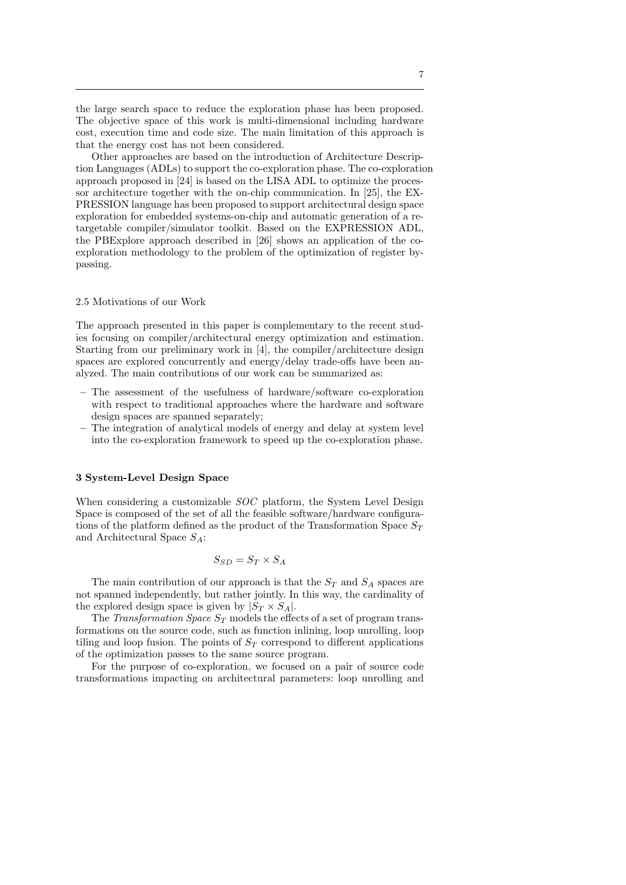the large search space to reduce the exploration phase has been proposed. The objective space of this work is multi-dimensional including hardware cost, execution time and code size. The main limitation of this approach is that the energy cost has not been considered.

Other approaches are based on the introduction of Architecture Description Languages (ADLs) to support the co-exploration phase. The co-exploration approach proposed in [24] is based on the LISA ADL to optimize the processor architecture together with the on-chip communication. In [25], the EXPRESSION language has been proposed to support architectural design space exploration for embedded systems-on-chip and automatic generation of a retargetable compiler/simulator toolkit. Based on the EXPRESSION ADL, the PBExplore approach described in [26] shows an application of the co-exploration methodology to the problem of the optimization of register bypassing.

### 2.5 Motivations of our Work

The approach presented in this paper is complementary to the recent studies focusing on compiler/architectural energy optimization and estimation. Starting from our preliminary work in [4], the compiler/architecture design spaces are explored concurrently and energy/delay trade-offs have been analyzed. The main contributions of our work can be summarized as:

- The assessment of the usefulness of hardware/software co-exploration with respect to traditional approaches where the hardware and software design spaces are spanned separately;
- The integration of analytical models of energy and delay at system level into the co-exploration framework to speed up the co-exploration phase.

## 3 System-Level Design Space

When considering a customizable *SOC* platform, the System Level Design Space is composed of the set of all the feasible software/hardware configurations of the platform defined as the product of the Transformation Space $S_T$ and Architectural Space $S_A$:

$$S_{SD} = S_T \times S_A$$

The main contribution of our approach is that the $S_T$ and $S_A$ spaces are not spanned independently, but rather jointly. In this way, the cardinality of the explored design space is given by $|S_T \times S_A|$.

The *Transformation Space* $S_T$ models the effects of a set of program transformations on the source code, such as function inlining, loop unrolling, loop tiling and loop fusion. The points of $S_T$ correspond to different applications of the optimization passes to the same source program.

For the purpose of co-exploration, we focused on a pair of source code transformations impacting on architectural parameters: loop unrolling and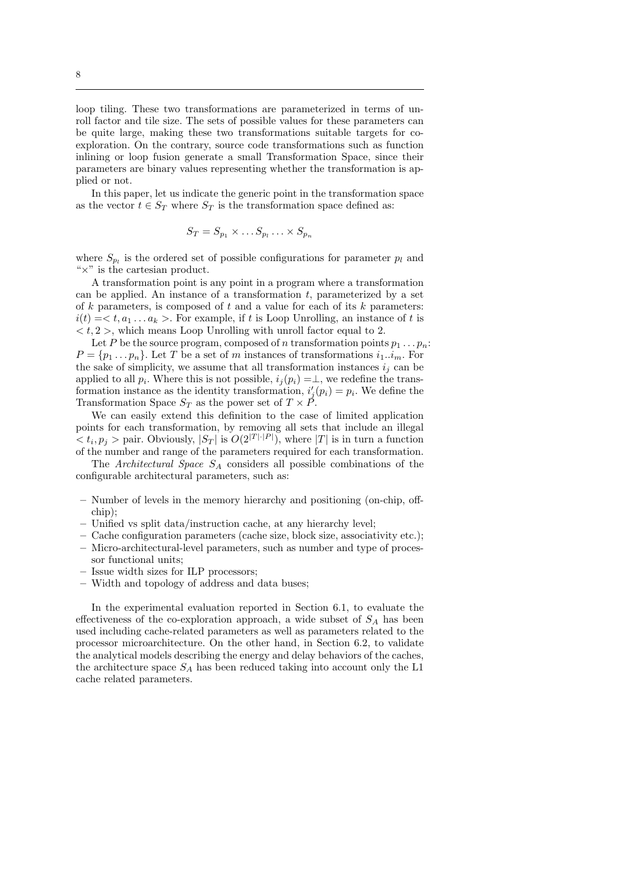loop tiling. These two transformations are parameterized in terms of unroll factor and tile size. The sets of possible values for these parameters can be quite large, making these two transformations suitable targets for co-exploration. On the contrary, source code transformations such as function inlining or loop fusion generate a small Transformation Space, since their parameters are binary values representing whether the transformation is applied or not.

In this paper, let us indicate the generic point in the transformation space as the vector $t \in S_T$ where $S_T$ is the transformation space defined as:

$$S_T = S_{p_1} \times \ldots S_{p_l} \ldots \times S_{p_n}$$

where $S_{p_l}$ is the ordered set of possible configurations for parameter $p_l$ and "$\times$" is the cartesian product.

A transformation point is any point in a program where a transformation can be applied. An instance of a transformation $t$, parameterized by a set of $k$ parameters, is composed of $t$ and a value for each of its $k$ parameters: $i(t) = < t, a_1 \ldots a_k >$. For example, if $t$ is Loop Unrolling, an instance of $t$ is $< t, 2 >$, which means Loop Unrolling with unroll factor equal to 2.

Let $P$ be the source program, composed of $n$ transformation points $p_1 \ldots p_n$: $P = \{p_1 \ldots p_n\}$. Let $T$ be a set of $m$ instances of transformations $i_1..i_m$. For the sake of simplicity, we assume that all transformation instances $i_j$ can be applied to all $p_i$. Where this is not possible, $i_j(p_i) = \perp$, we redefine the transformation instance as the identity transformation, $i'_j(p_i) = p_i$. We define the Transformation Space $S_T$ as the power set of $T \times P$.

We can easily extend this definition to the case of limited application points for each transformation, by removing all sets that include an illegal $< t_i, p_j >$ pair. Obviously, $|S_T|$ is $O(2^{|T| \cdot |P|})$, where $|T|$ is in turn a function of the number and range of the parameters required for each transformation.

The *Architectural Space* $S_A$ considers all possible combinations of the configurable architectural parameters, such as:

- Number of levels in the memory hierarchy and positioning (on-chip, off-chip);
- Unified vs split data/instruction cache, at any hierarchy level;
- Cache configuration parameters (cache size, block size, associativity etc.);
- Micro-architectural-level parameters, such as number and type of processor functional units;
- Issue width sizes for ILP processors;
- Width and topology of address and data buses;

In the experimental evaluation reported in Section 6.1, to evaluate the effectiveness of the co-exploration approach, a wide subset of $S_A$ has been used including cache-related parameters as well as parameters related to the processor microarchitecture. On the other hand, in Section 6.2, to validate the analytical models describing the energy and delay behaviors of the caches, the architecture space $S_A$ has been reduced taking into account only the L1 cache related parameters.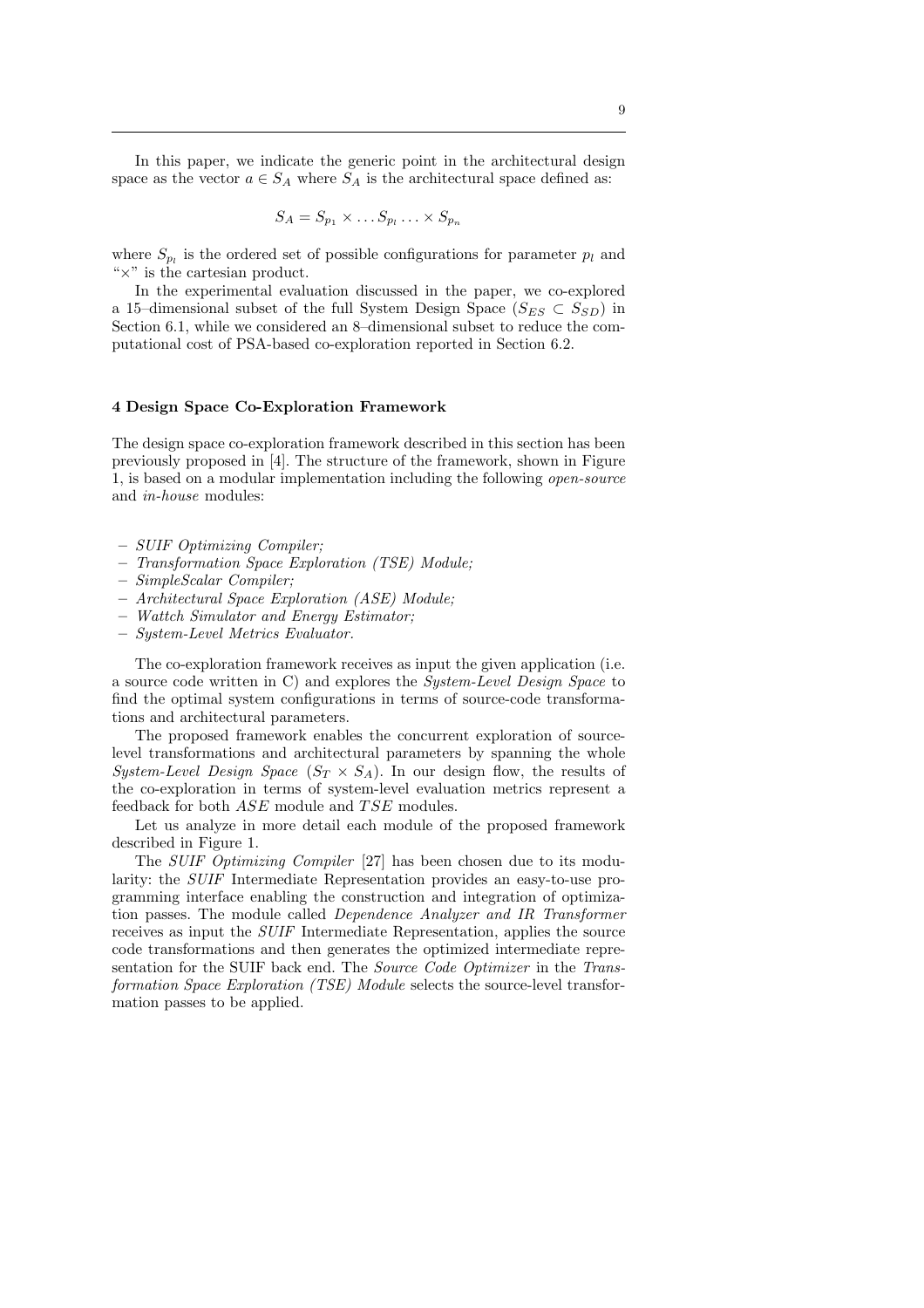In this paper, we indicate the generic point in the architectural design space as the vector $a \in S_A$ where $S_A$ is the architectural space defined as:

$$S_A = S_{p_1} \times \ldots S_{p_l} \ldots \times S_{p_n}$$

where $S_{p_l}$ is the ordered set of possible configurations for parameter $p_l$ and "$\times$" is the cartesian product.

In the experimental evaluation discussed in the paper, we co-explored a 15–dimensional subset of the full System Design Space ($S_{ES} \subset S_{SD}$) in Section 6.1, while we considered an 8–dimensional subset to reduce the computational cost of PSA-based co-exploration reported in Section 6.2.

## 4 Design Space Co-Exploration Framework

The design space co-exploration framework described in this section has been previously proposed in [4]. The structure of the framework, shown in Figure 1, is based on a modular implementation including the following *open-source* and *in-house* modules:

- *SUIF Optimizing Compiler;*
- *Transformation Space Exploration (TSE) Module;*
- *SimpleScalar Compiler;*
- *Architectural Space Exploration (ASE) Module;*
- *Wattch Simulator and Energy Estimator;*
- *System-Level Metrics Evaluator.*

The co-exploration framework receives as input the given application (i.e. a source code written in C) and explores the *System-Level Design Space* to find the optimal system configurations in terms of source-code transformations and architectural parameters.

The proposed framework enables the concurrent exploration of source-level transformations and architectural parameters by spanning the whole *System-Level Design Space* ($S_T \times S_A$). In our design flow, the results of the co-exploration in terms of system-level evaluation metrics represent a feedback for both $ASE$ module and $TSE$ modules.

Let us analyze in more detail each module of the proposed framework described in Figure 1.

The *SUIF Optimizing Compiler* [27] has been chosen due to its modularity: the *SUIF* Intermediate Representation provides an easy-to-use programming interface enabling the construction and integration of optimization passes. The module called *Dependence Analyzer and IR Transformer* receives as input the *SUIF* Intermediate Representation, applies the source code transformations and then generates the optimized intermediate representation for the SUIF back end. The *Source Code Optimizer* in the *Transformation Space Exploration (TSE) Module* selects the source-level transformation passes to be applied.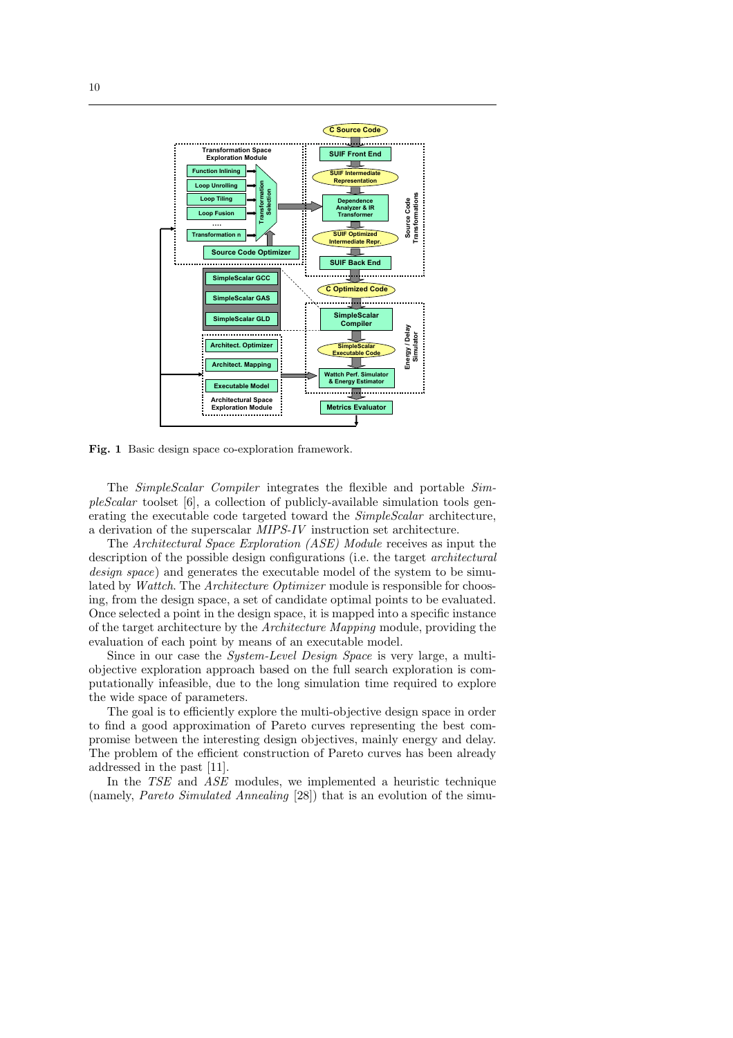**Fig. 1** Basic design space co-exploration framework.

The *SimpleScalar Compiler* integrates the flexible and portable *SimpleScalar* toolset [6], a collection of publicly-available simulation tools generating the executable code targeted toward the *SimpleScalar* architecture, a derivation of the superscalar *MIPS-IV* instruction set architecture.

The *Architectural Space Exploration (ASE) Module* receives as input the description of the possible design configurations (i.e. the target *architectural design space*) and generates the executable model of the system to be simulated by *Wattch*. The *Architecture Optimizer* module is responsible for choosing, from the design space, a set of candidate optimal points to be evaluated. Once selected a point in the design space, it is mapped into a specific instance of the target architecture by the *Architecture Mapping* module, providing the evaluation of each point by means of an executable model.

Since in our case the *System-Level Design Space* is very large, a multi-objective exploration approach based on the full search exploration is computationally infeasible, due to the long simulation time required to explore the wide space of parameters.

The goal is to efficiently explore the multi-objective design space in order to find a good approximation of Pareto curves representing the best compromise between the interesting design objectives, mainly energy and delay. The problem of the efficient construction of Pareto curves has been already addressed in the past [11].

In the *TSE* and *ASE* modules, we implemented a heuristic technique (namely, *Pareto Simulated Annealing* [28]) that is an evolution of the simu-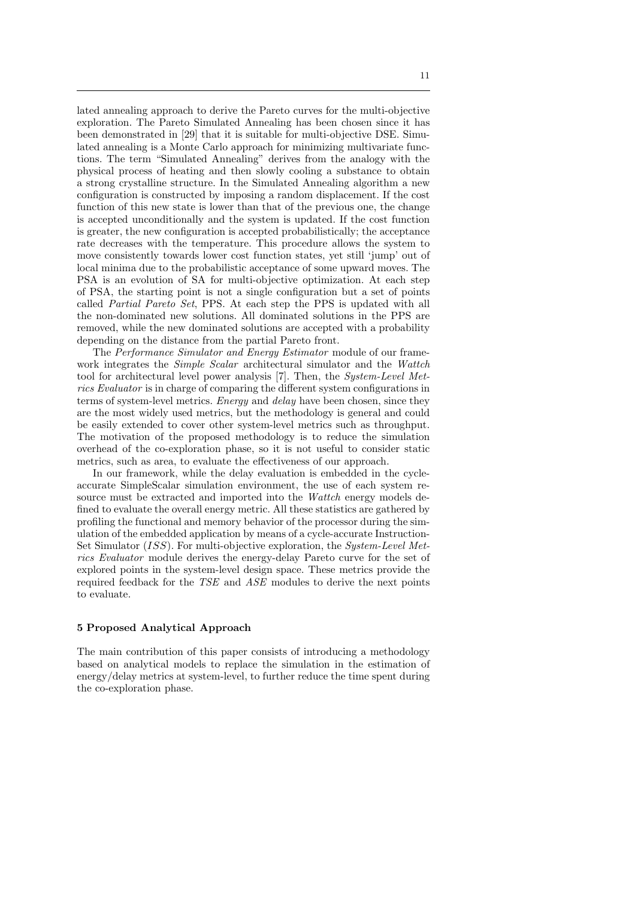lated annealing approach to derive the Pareto curves for the multi-objective exploration. The Pareto Simulated Annealing has been chosen since it has been demonstrated in [29] that it is suitable for multi-objective DSE. Simulated annealing is a Monte Carlo approach for minimizing multivariate functions. The term "Simulated Annealing" derives from the analogy with the physical process of heating and then slowly cooling a substance to obtain a strong crystalline structure. In the Simulated Annealing algorithm a new configuration is constructed by imposing a random displacement. If the cost function of this new state is lower than that of the previous one, the change is accepted unconditionally and the system is updated. If the cost function is greater, the new configuration is accepted probabilistically; the acceptance rate decreases with the temperature. This procedure allows the system to move consistently towards lower cost function states, yet still 'jump' out of local minima due to the probabilistic acceptance of some upward moves. The PSA is an evolution of SA for multi-objective optimization. At each step of PSA, the starting point is not a single configuration but a set of points called *Partial Pareto Set*, PPS. At each step the PPS is updated with all the non-dominated new solutions. All dominated solutions in the PPS are removed, while the new dominated solutions are accepted with a probability depending on the distance from the partial Pareto front.

The *Performance Simulator and Energy Estimator* module of our framework integrates the *Simple Scalar* architectural simulator and the *Wattch* tool for architectural level power analysis [7]. Then, the *System-Level Metrics Evaluator* is in charge of comparing the different system configurations in terms of system-level metrics. *Energy* and *delay* have been chosen, since they are the most widely used metrics, but the methodology is general and could be easily extended to cover other system-level metrics such as throughput. The motivation of the proposed methodology is to reduce the simulation overhead of the co-exploration phase, so it is not useful to consider static metrics, such as area, to evaluate the effectiveness of our approach.

In our framework, while the delay evaluation is embedded in the cycle-accurate SimpleScalar simulation environment, the use of each system resource must be extracted and imported into the *Wattch* energy models defined to evaluate the overall energy metric. All these statistics are gathered by profiling the functional and memory behavior of the processor during the simulation of the embedded application by means of a cycle-accurate Instruction-Set Simulator (*ISS*). For multi-objective exploration, the *System-Level Metrics Evaluator* module derives the energy-delay Pareto curve for the set of explored points in the system-level design space. These metrics provide the required feedback for the *TSE* and *ASE* modules to derive the next points to evaluate.

## 5 Proposed Analytical Approach

The main contribution of this paper consists of introducing a methodology based on analytical models to replace the simulation in the estimation of energy/delay metrics at system-level, to further reduce the time spent during the co-exploration phase.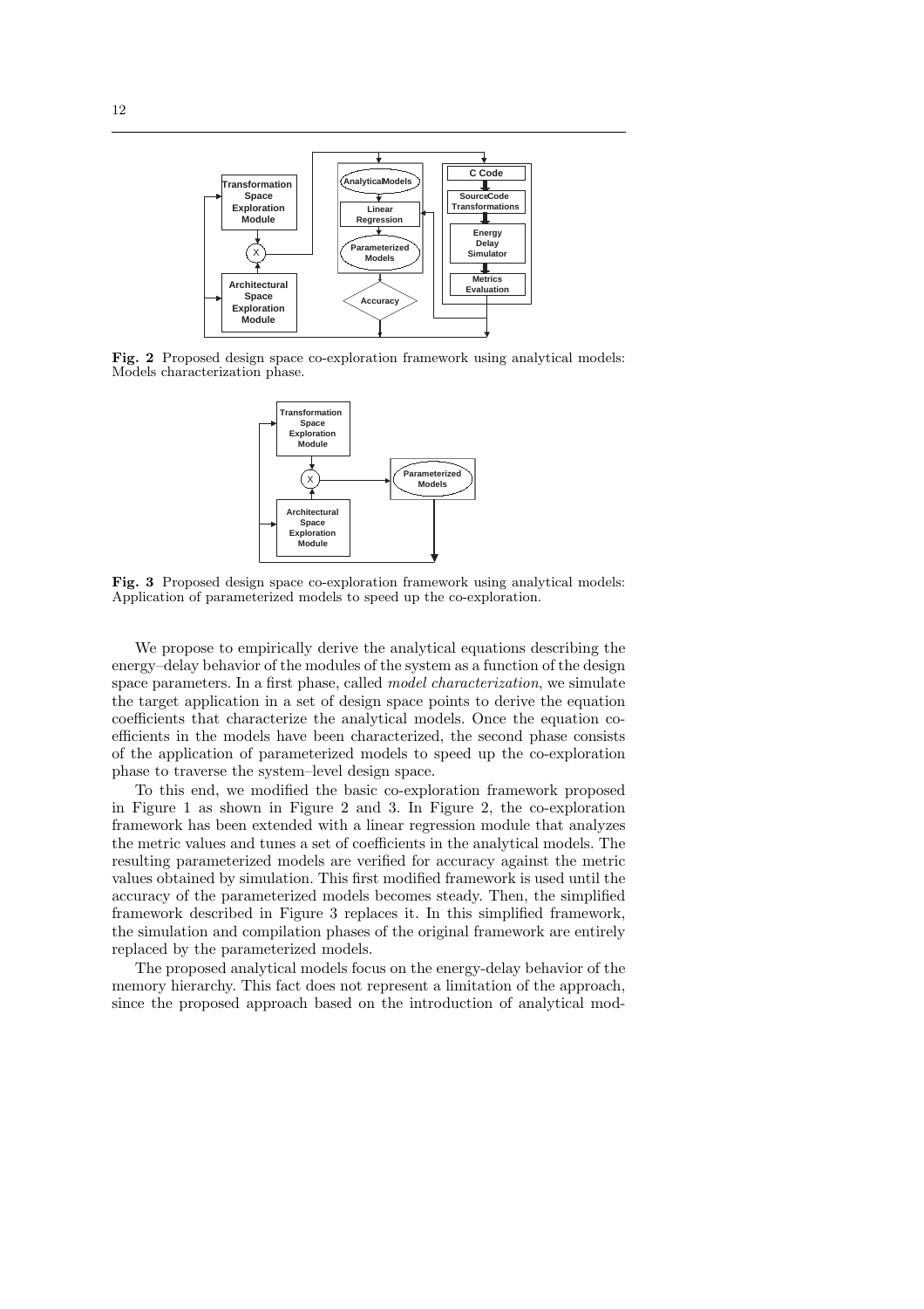**Fig. 2** Proposed design space co-exploration framework using analytical models: Models characterization phase.

**Fig. 3** Proposed design space co-exploration framework using analytical models: Application of parameterized models to speed up the co-exploration.

We propose to empirically derive the analytical equations describing the energy–delay behavior of the modules of the system as a function of the design space parameters. In a first phase, called *model characterization*, we simulate the target application in a set of design space points to derive the equation coefficients that characterize the analytical models. Once the equation coefficients in the models have been characterized, the second phase consists of the application of parameterized models to speed up the co-exploration phase to traverse the system–level design space.

To this end, we modified the basic co-exploration framework proposed in Figure 1 as shown in Figure 2 and 3. In Figure 2, the co-exploration framework has been extended with a linear regression module that analyzes the metric values and tunes a set of coefficients in the analytical models. The resulting parameterized models are verified for accuracy against the metric values obtained by simulation. This first modified framework is used until the accuracy of the parameterized models becomes steady. Then, the simplified framework described in Figure 3 replaces it. In this simplified framework, the simulation and compilation phases of the original framework are entirely replaced by the parameterized models.

The proposed analytical models focus on the energy-delay behavior of the memory hierarchy. This fact does not represent a limitation of the approach, since the proposed approach based on the introduction of analytical mod-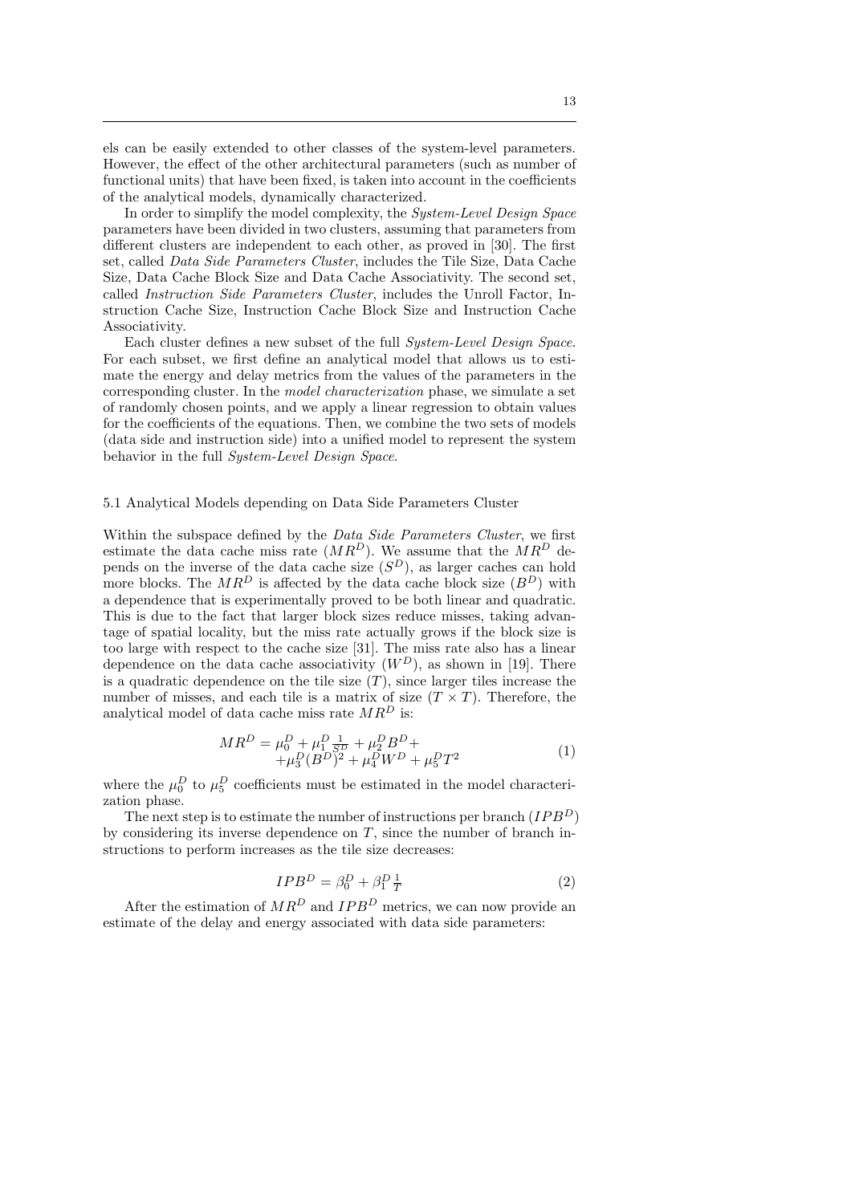els can be easily extended to other classes of the system-level parameters. However, the effect of the other architectural parameters (such as number of functional units) that have been fixed, is taken into account in the coefficients of the analytical models, dynamically characterized.

In order to simplify the model complexity, the *System-Level Design Space* parameters have been divided in two clusters, assuming that parameters from different clusters are independent to each other, as proved in [30]. The first set, called *Data Side Parameters Cluster*, includes the Tile Size, Data Cache Size, Data Cache Block Size and Data Cache Associativity. The second set, called *Instruction Side Parameters Cluster*, includes the Unroll Factor, Instruction Cache Size, Instruction Cache Block Size and Instruction Cache Associativity.

Each cluster defines a new subset of the full *System-Level Design Space*. For each subset, we first define an analytical model that allows us to estimate the energy and delay metrics from the values of the parameters in the corresponding cluster. In the *model characterization* phase, we simulate a set of randomly chosen points, and we apply a linear regression to obtain values for the coefficients of the equations. Then, we combine the two sets of models (data side and instruction side) into a unified model to represent the system behavior in the full *System-Level Design Space*.

## 5.1 Analytical Models depending on Data Side Parameters Cluster

Within the subspace defined by the *Data Side Parameters Cluster*, we first estimate the data cache miss rate ($MR^D$). We assume that the $MR^D$ depends on the inverse of the data cache size ($S^D$), as larger caches can hold more blocks. The $MR^D$ is affected by the data cache block size ($B^D$) with a dependence that is experimentally proved to be both linear and quadratic. This is due to the fact that larger block sizes reduce misses, taking advantage of spatial locality, but the miss rate actually grows if the block size is too large with respect to the cache size [31]. The miss rate also has a linear dependence on the data cache associativity ($W^D$), as shown in [19]. There is a quadratic dependence on the tile size ($T$), since larger tiles increase the number of misses, and each tile is a matrix of size ($T \times T$). Therefore, the analytical model of data cache miss rate $MR^D$ is:

$$MR^D = \mu_0^D + \mu_1^D \frac{1}{S^D} + \mu_2^D B^D + \mu_3^D (B^D)^2 + \mu_4^D W^D + \mu_5^D T^2 \tag{1}$$

where the $\mu_0^D$ to $\mu_5^D$ coefficients must be estimated in the model characterization phase.

The next step is to estimate the number of instructions per branch ($IPB^D$) by considering its inverse dependence on $T$, since the number of branch instructions to perform increases as the tile size decreases:

$$IPB^D = \beta_0^D + \beta_1^D \frac{1}{T} \tag{2}$$

After the estimation of $MR^D$ and $IPB^D$ metrics, we can now provide an estimate of the delay and energy associated with data side parameters: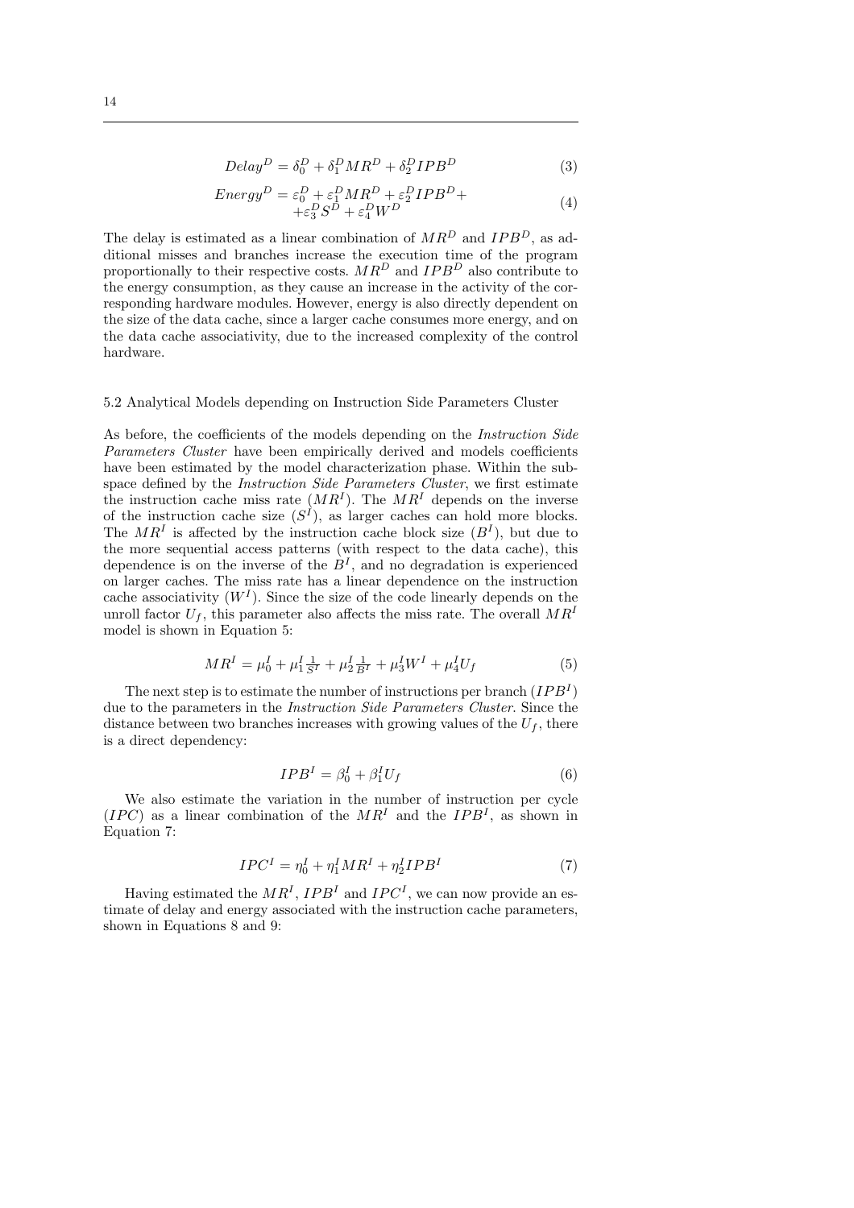$$Delay^D = \delta_0^D + \delta_1^D MR^D + \delta_2^D IPB^D \tag{3}$$

$$\begin{aligned} Energy^D = \varepsilon_0^D + \varepsilon_1^D MR^D + \varepsilon_2^D IPB^D + \\ + \varepsilon_3^D S^D + \varepsilon_4^D W^D \end{aligned} \tag{4}$$

The delay is estimated as a linear combination of $MR^D$ and $IPB^D$, as additional misses and branches increase the execution time of the program proportionally to their respective costs. $MR^D$ and $IPB^D$ also contribute to the energy consumption, as they cause an increase in the activity of the corresponding hardware modules. However, energy is also directly dependent on the size of the data cache, since a larger cache consumes more energy, and on the data cache associativity, due to the increased complexity of the control hardware.

### 5.2 Analytical Models depending on Instruction Side Parameters Cluster

As before, the coefficients of the models depending on the *Instruction Side Parameters Cluster* have been empirically derived and models coefficients have been estimated by the model characterization phase. Within the subspace defined by the *Instruction Side Parameters Cluster*, we first estimate the instruction cache miss rate ($MR^I$). The $MR^I$ depends on the inverse of the instruction cache size ($S^I$), as larger caches can hold more blocks. The $MR^I$ is affected by the instruction cache block size ($B^I$), but due to the more sequential access patterns (with respect to the data cache), this dependence is on the inverse of the $B^I$, and no degradation is experienced on larger caches. The miss rate has a linear dependence on the instruction cache associativity ($W^I$). Since the size of the code linearly depends on the unroll factor $U_f$, this parameter also affects the miss rate. The overall $MR^I$ model is shown in Equation 5:

$$MR^I = \mu_0^I + \mu_1^I \frac{1}{S^I} + \mu_2^I \frac{1}{B^I} + \mu_3^I W^I + \mu_4^I U_f \tag{5}$$

The next step is to estimate the number of instructions per branch ($IPB^I$) due to the parameters in the *Instruction Side Parameters Cluster*. Since the distance between two branches increases with growing values of the $U_f$, there is a direct dependency:

$$IPB^I = \beta_0^I + \beta_1^I U_f \tag{6}$$

We also estimate the variation in the number of instruction per cycle ($IPC$) as a linear combination of the $MR^I$ and the $IPB^I$, as shown in Equation 7:

$$IPC^I = \eta_0^I + \eta_1^I MR^I + \eta_2^I IPB^I \tag{7}$$

Having estimated the $MR^I$, $IPB^I$ and $IPC^I$, we can now provide an estimate of delay and energy associated with the instruction cache parameters, shown in Equations 8 and 9: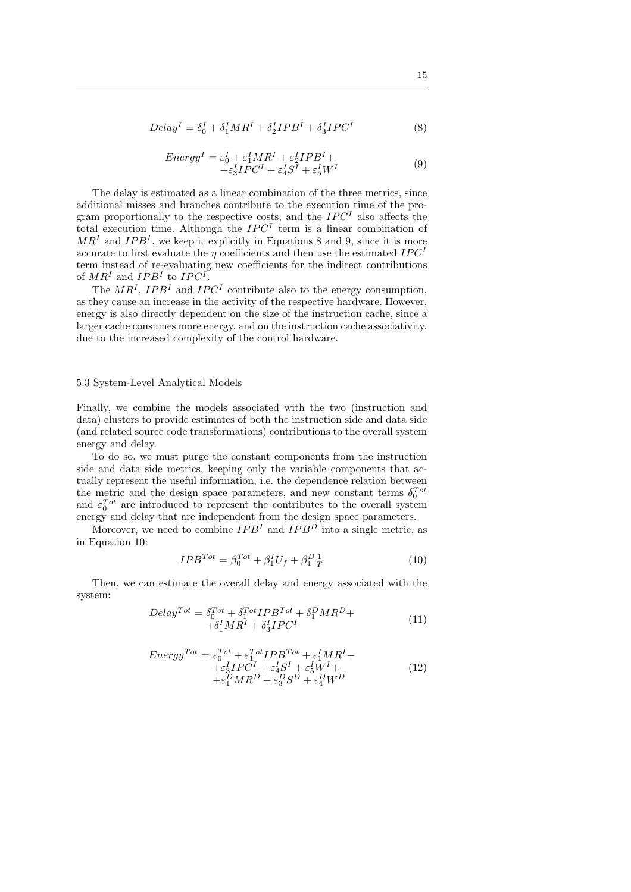$$Delay^I = \delta_0^I + \delta_1^I MR^I + \delta_2^I IPB^I + \delta_3^I IPC^I \tag{8}$$

$$\begin{aligned} Energy^I = \varepsilon_0^I + \varepsilon_1^I MR^I + \varepsilon_2^I IPB^I + \\ + \varepsilon_3^I IPC^I + \varepsilon_4^I S^I + \varepsilon_5^I W^I \end{aligned} \tag{9}$$

The delay is estimated as a linear combination of the three metrics, since additional misses and branches contribute to the execution time of the program proportionally to the respective costs, and the $IPC^I$ also affects the total execution time. Although the $IPC^I$ term is a linear combination of $MR^I$ and $IPB^I$, we keep it explicitly in Equations 8 and 9, since it is more accurate to first evaluate the $\eta$ coefficients and then use the estimated $IPC^I$ term instead of re-evaluating new coefficients for the indirect contributions of $MR^I$ and $IPB^I$ to $IPC^I$.

The $MR^I$, $IPB^I$ and $IPC^I$ contribute also to the energy consumption, as they cause an increase in the activity of the respective hardware. However, energy is also directly dependent on the size of the instruction cache, since a larger cache consumes more energy, and on the instruction cache associativity, due to the increased complexity of the control hardware.

### 5.3 System-Level Analytical Models

Finally, we combine the models associated with the two (instruction and data) clusters to provide estimates of both the instruction side and data side (and related source code transformations) contributions to the overall system energy and delay.

To do so, we must purge the constant components from the instruction side and data side metrics, keeping only the variable components that actually represent the useful information, i.e. the dependence relation between the metric and the design space parameters, and new constant terms $\delta_0^{Tot}$ and $\varepsilon_0^{Tot}$ are introduced to represent the contributes to the overall system energy and delay that are independent from the design space parameters.

Moreover, we need to combine $IPB^I$ and $IPB^D$ into a single metric, as in Equation 10:

$$IPB^{Tot} = \beta_0^{Tot} + \beta_1^I U_f + \beta_1^D \tfrac{1}{T} \tag{10}$$

Then, we can estimate the overall delay and energy associated with the system:

$$\begin{aligned} Delay^{Tot} = \delta_0^{Tot} + \delta_1^{Tot} IPB^{Tot} + \delta_1^D MR^D + \\ + \delta_1^I MR^I + \delta_3^I IPC^I \end{aligned} \tag{11}$$

$$\begin{aligned} Energy^{Tot} = \varepsilon_0^{Tot} + \varepsilon_1^{Tot} IPB^{Tot} + \varepsilon_1^I MR^I + \\ + \varepsilon_3^I IPC^I + \varepsilon_4^I S^I + \varepsilon_5^I W^I + \\ + \varepsilon_1^D MR^D + \varepsilon_3^D S^D + \varepsilon_4^D W^D \end{aligned} \tag{12}$$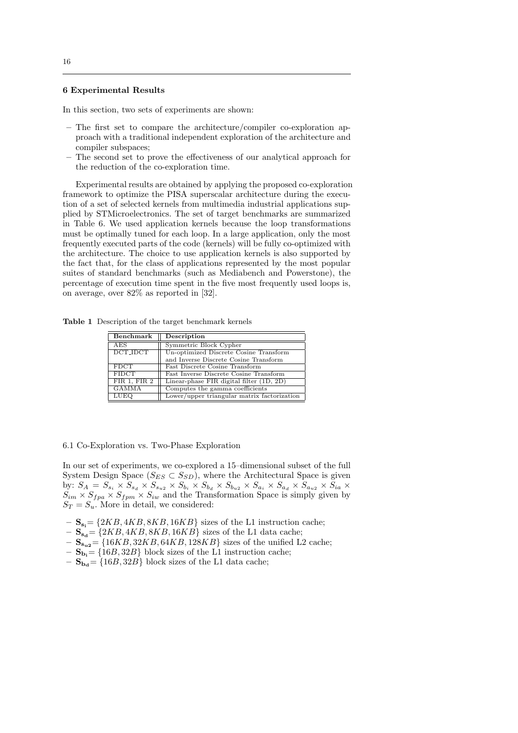## 6 Experimental Results

In this section, two sets of experiments are shown:

- The first set to compare the architecture/compiler co-exploration approach with a traditional independent exploration of the architecture and compiler subspaces;
- The second set to prove the effectiveness of our analytical approach for the reduction of the co-exploration time.

Experimental results are obtained by applying the proposed co-exploration framework to optimize the PISA superscalar architecture during the execution of a set of selected kernels from multimedia industrial applications supplied by STMicroelectronics. The set of target benchmarks are summarized in Table 6. We used application kernels because the loop transformations must be optimally tuned for each loop. In a large application, only the most frequently executed parts of the code (kernels) will be fully co-optimized with the architecture. The choice to use application kernels is also supported by the fact that, for the class of applications represented by the most popular suites of standard benchmarks (such as Mediabench and Powerstone), the percentage of execution time spent in the five most frequently used loops is, on average, over 82% as reported in [32].

**Table 1** Description of the target benchmark kernels

| Benchmark | Description |
|---|---|
| AES | Symmetric Block Cypher |
| DCT_IDCT | Un-optimized Discrete Cosine Transform and Inverse Discrete Cosine Transform |
| FDCT | Fast Discrete Cosine Transform |
| FIDCT | Fast Inverse Discrete Cosine Transform |
| FIR 1, FIR 2 | Linear-phase FIR digital filter (1D, 2D) |
| GAMMA | Computes the gamma coefficients |
| LUEQ | Lower/upper triangular matrix factorization |

### 6.1 Co-Exploration vs. Two-Phase Exploration

In our set of experiments, we co-explored a 15–dimensional subset of the full System Design Space ($S_{ES} \subset S_{SD}$), where the Architectural Space is given by: $S_A = S_{s_i} \times S_{s_d} \times S_{s_{u2}} \times S_{b_i} \times S_{b_d} \times S_{b_{u2}} \times S_{a_i} \times S_{a_d} \times S_{a_{u2}} \times S_{ia} \times S_{im} \times S_{fpa} \times S_{fpm} \times S_{iw}$ and the Transformation Space is simply given by $S_T = S_u$. More in detail, we considered:

- $\mathbf{S_{s_i}} = \{2KB, 4KB, 8KB, 16KB\}$ sizes of the L1 instruction cache;
- $\mathbf{S_{s_d}} = \{2KB, 4KB, 8KB, 16KB\}$ sizes of the L1 data cache;
- $\mathbf{S_{s_{u2}}} = \{16KB, 32KB, 64KB, 128KB\}$ sizes of the unified L2 cache;
- $\mathbf{S_{b_i}} = \{16B, 32B\}$ block sizes of the L1 instruction cache;
- $\mathbf{S_{b_d}} = \{16B, 32B\}$ block sizes of the L1 data cache;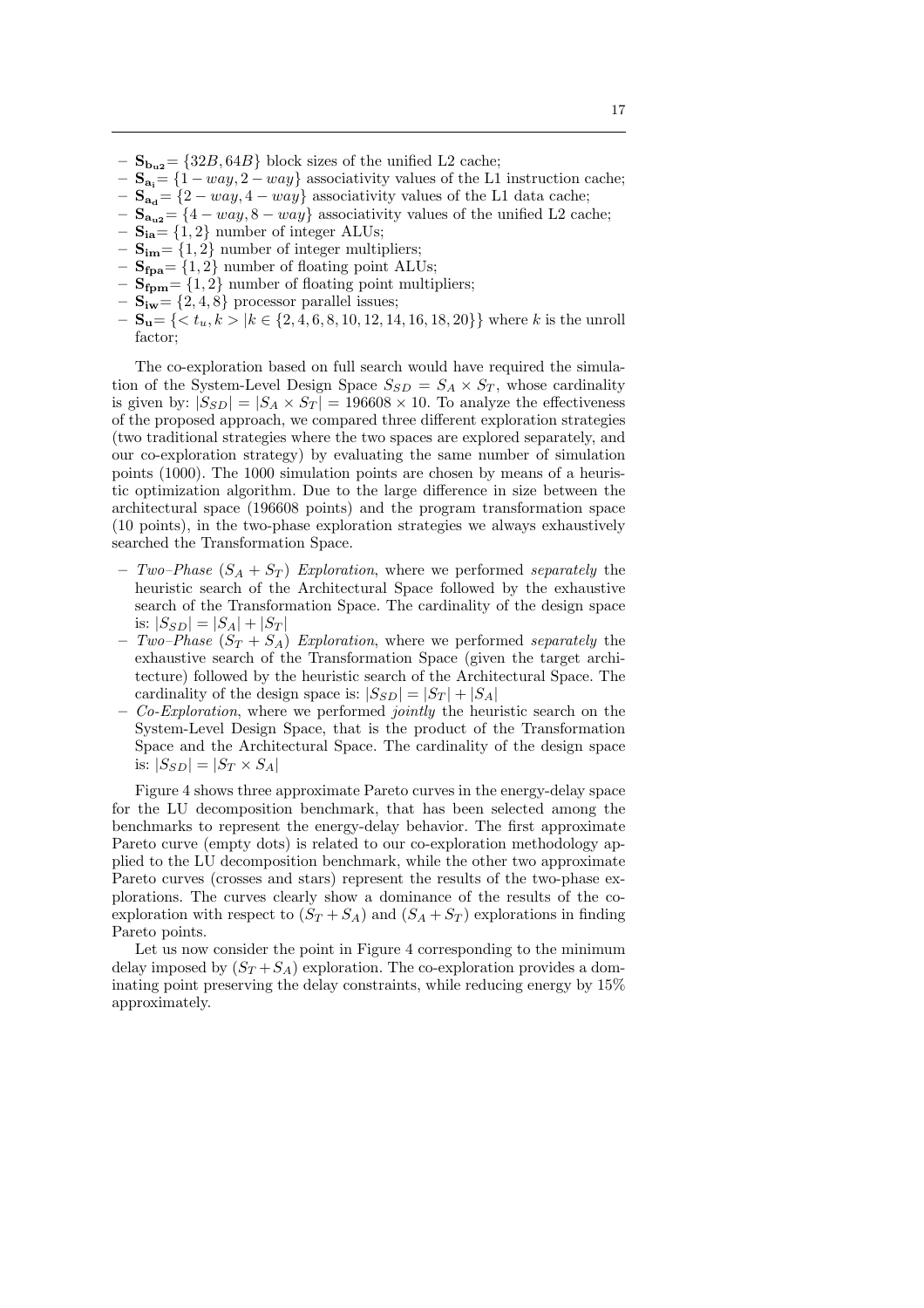- $\mathbf{S_{bu2}}$= $\{32B, 64B\}$ block sizes of the unified L2 cache;
- $\mathbf{S_{a_i}}$= $\{1-way, 2-way\}$ associativity values of the L1 instruction cache;
- $\mathbf{S_{a_d}}$= $\{2-way, 4-way\}$ associativity values of the L1 data cache;
- $\mathbf{S_{a_{u2}}}$= $\{4-way, 8-way\}$ associativity values of the unified L2 cache;
- $\mathbf{S_{ia}}$= $\{1, 2\}$ number of integer ALUs;
- $\mathbf{S_{im}}$= $\{1, 2\}$ number of integer multipliers;
- $\mathbf{S_{fpa}}$= $\{1, 2\}$ number of floating point ALUs;
- $\mathbf{S_{fpm}}$= $\{1, 2\}$ number of floating point multipliers;
- $\mathbf{S_{iw}}$= $\{2, 4, 8\}$ processor parallel issues;
- $\mathbf{S_u}$= $\{< t_u, k > | k \in \{2, 4, 6, 8, 10, 12, 14, 16, 18, 20\}\}$ where $k$ is the unroll factor;

The co-exploration based on full search would have required the simulation of the System-Level Design Space $S_{SD} = S_A \times S_T$, whose cardinality is given by: $|S_{SD}| = |S_A \times S_T| = 196608 \times 10$. To analyze the effectiveness of the proposed approach, we compared three different exploration strategies (two traditional strategies where the two spaces are explored separately, and our co-exploration strategy) by evaluating the same number of simulation points (1000). The 1000 simulation points are chosen by means of a heuristic optimization algorithm. Due to the large difference in size between the architectural space (196608 points) and the program transformation space (10 points), in the two-phase exploration strategies we always exhaustively searched the Transformation Space.

- *Two–Phase* $(S_A + S_T)$ *Exploration*, where we performed *separately* the heuristic search of the Architectural Space followed by the exhaustive search of the Transformation Space. The cardinality of the design space is: $|S_{SD}| = |S_A| + |S_T|$
- *Two–Phase* $(S_T + S_A)$ *Exploration*, where we performed *separately* the exhaustive search of the Transformation Space (given the target architecture) followed by the heuristic search of the Architectural Space. The cardinality of the design space is: $|S_{SD}| = |S_T| + |S_A|$
- *Co-Exploration*, where we performed *jointly* the heuristic search on the System-Level Design Space, that is the product of the Transformation Space and the Architectural Space. The cardinality of the design space is: $|S_{SD}| = |S_T \times S_A|$

Figure 4 shows three approximate Pareto curves in the energy-delay space for the LU decomposition benchmark, that has been selected among the benchmarks to represent the energy-delay behavior. The first approximate Pareto curve (empty dots) is related to our co-exploration methodology applied to the LU decomposition benchmark, while the other two approximate Pareto curves (crosses and stars) represent the results of the two-phase explorations. The curves clearly show a dominance of the results of the co-exploration with respect to $(S_T + S_A)$ and $(S_A + S_T)$ explorations in finding Pareto points.

Let us now consider the point in Figure 4 corresponding to the minimum delay imposed by $(S_T + S_A)$ exploration. The co-exploration provides a dominating point preserving the delay constraints, while reducing energy by 15% approximately.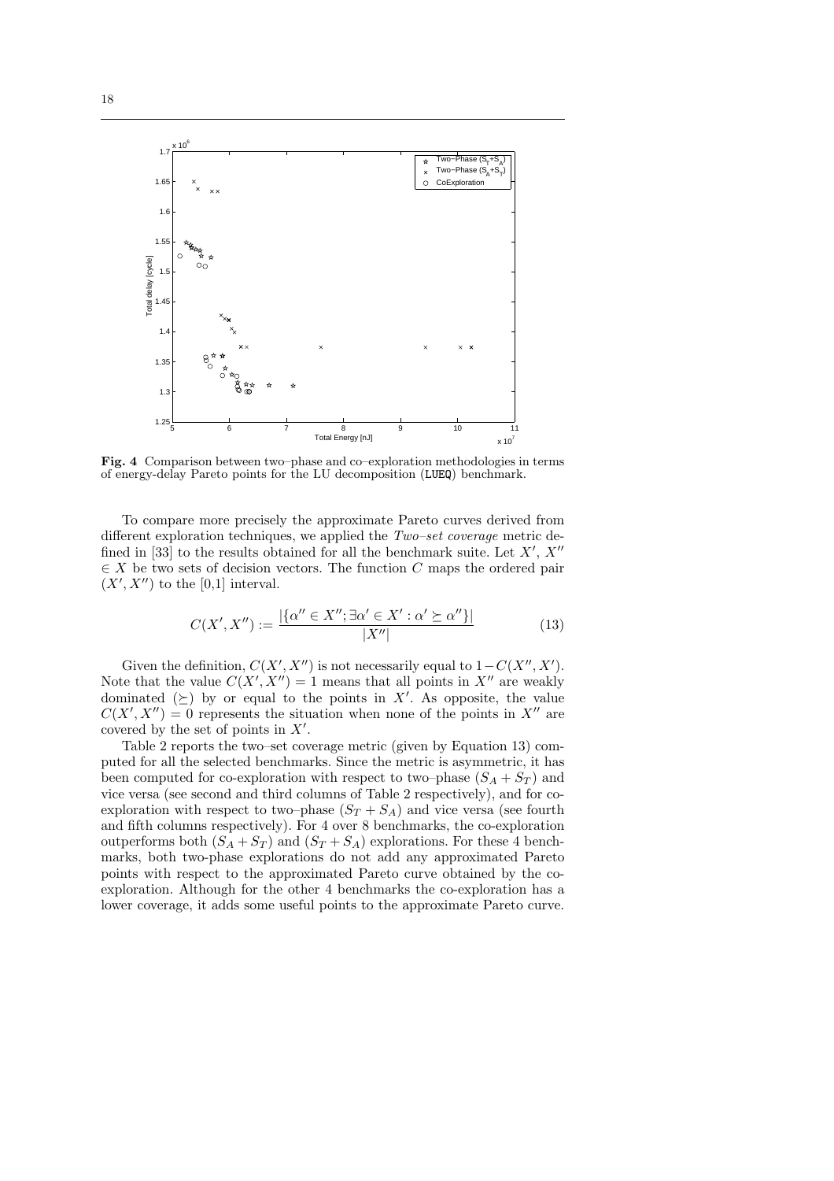**Fig. 4** Comparison between two–phase and co–exploration methodologies in terms of energy-delay Pareto points for the LU decomposition (LUEQ) benchmark.

To compare more precisely the approximate Pareto curves derived from different exploration techniques, we applied the *Two–set coverage* metric defined in [33] to the results obtained for all the benchmark suite. Let $X'$, $X'' \in X$ be two sets of decision vectors. The function $C$ maps the ordered pair $(X', X'')$ to the [0,1] interval.

$$C(X', X'') := \frac{|\{\alpha'' \in X''; \exists \alpha' \in X' : \alpha' \succeq \alpha''\}|}{|X''|} \tag{13}$$

Given the definition, $C(X', X'')$ is not necessarily equal to $1 - C(X'', X')$. Note that the value $C(X', X'') = 1$ means that all points in $X''$ are weakly dominated ($\succeq$) by or equal to the points in $X'$. As opposite, the value $C(X', X'') = 0$ represents the situation when none of the points in $X''$ are covered by the set of points in $X'$.

Table 2 reports the two–set coverage metric (given by Equation 13) computed for all the selected benchmarks. Since the metric is asymmetric, it has been computed for co-exploration with respect to two–phase $(S_A + S_T)$ and vice versa (see second and third columns of Table 2 respectively), and for co-exploration with respect to two–phase $(S_T + S_A)$ and vice versa (see fourth and fifth columns respectively). For 4 over 8 benchmarks, the co-exploration outperforms both $(S_A + S_T)$ and $(S_T + S_A)$ explorations. For these 4 benchmarks, both two-phase explorations do not add any approximated Pareto points with respect to the approximated Pareto curve obtained by the co-exploration. Although for the other 4 benchmarks the co-exploration has a lower coverage, it adds some useful points to the approximate Pareto curve.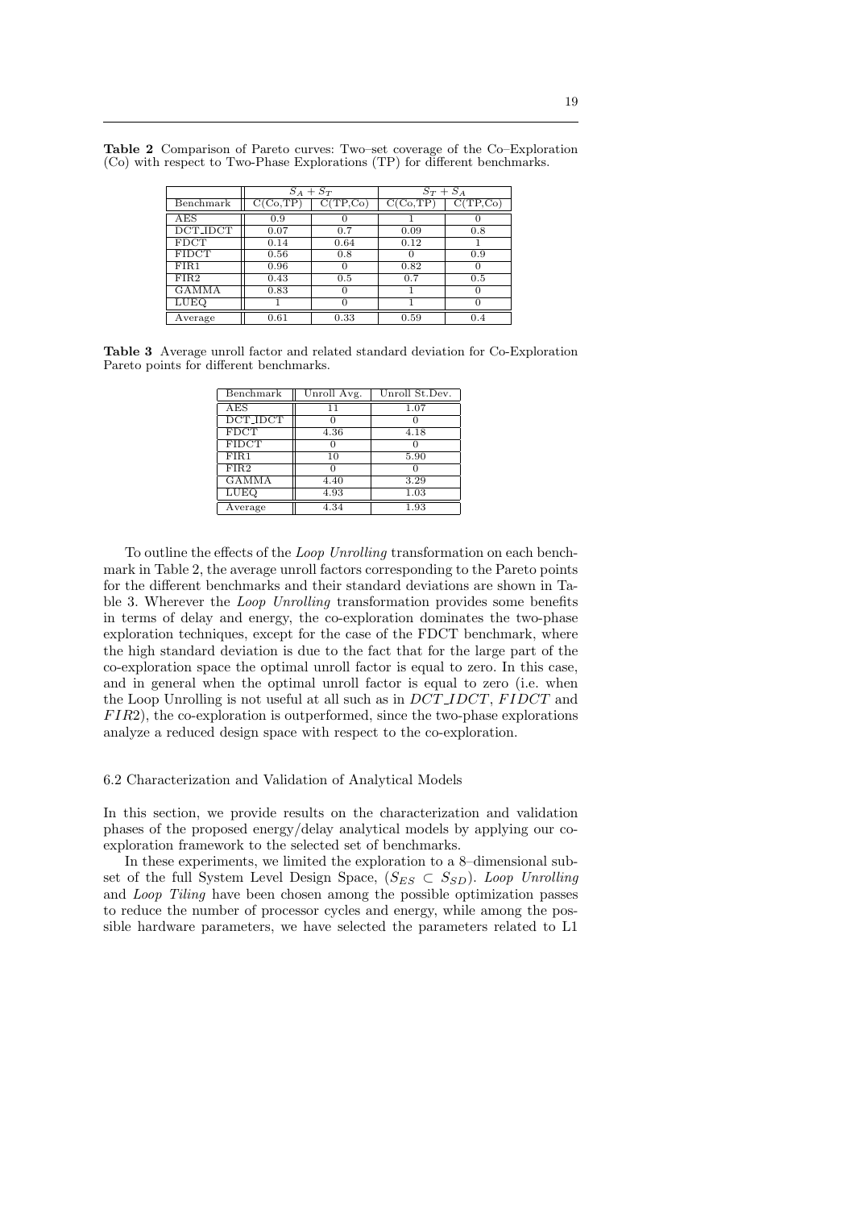**Table 2** Comparison of Pareto curves: Two–set coverage of the Co–Exploration (Co) with respect to Two-Phase Explorations (TP) for different benchmarks.

| | $S_A + S_T$ | | $S_T + S_A$ | |
|---|---|---|---|---|
| Benchmark | C(Co,TP) | C(TP,Co) | C(Co,TP) | C(TP,Co) |
| AES | 0.9 | 0 | 1 | 0 |
| DCT_IDCT | 0.07 | 0.7 | 0.09 | 0.8 |
| FDCT | 0.14 | 0.64 | 0.12 | 1 |
| FIDCT | 0.56 | 0.8 | 0 | 0.9 |
| FIR1 | 0.96 | 0 | 0.82 | 0 |
| FIR2 | 0.43 | 0.5 | 0.7 | 0.5 |
| GAMMA | 0.83 | 0 | 1 | 0 |
| LUEQ | 1 | 0 | 1 | 0 |
| Average | 0.61 | 0.33 | 0.59 | 0.4 |

**Table 3** Average unroll factor and related standard deviation for Co-Exploration Pareto points for different benchmarks.

| Benchmark | Unroll Avg. | Unroll St.Dev. |
|---|---|---|
| AES | 11 | 1.07 |
| DCT_IDCT | 0 | 0 |
| FDCT | 4.36 | 4.18 |
| FIDCT | 0 | 0 |
| FIR1 | 10 | 5.90 |
| FIR2 | 0 | 0 |
| GAMMA | 4.40 | 3.29 |
| LUEQ | 4.93 | 1.03 |
| Average | 4.34 | 1.93 |

To outline the effects of the *Loop Unrolling* transformation on each benchmark in Table 2, the average unroll factors corresponding to the Pareto points for the different benchmarks and their standard deviations are shown in Table 3. Wherever the *Loop Unrolling* transformation provides some benefits in terms of delay and energy, the co-exploration dominates the two-phase exploration techniques, except for the case of the FDCT benchmark, where the high standard deviation is due to the fact that for the large part of the co-exploration space the optimal unroll factor is equal to zero. In this case, and in general when the optimal unroll factor is equal to zero (i.e. when the Loop Unrolling is not useful at all such as in $DCT\_IDCT$, $FIDCT$ and $FIR2$), the co-exploration is outperformed, since the two-phase explorations analyze a reduced design space with respect to the co-exploration.

### 6.2 Characterization and Validation of Analytical Models

In this section, we provide results on the characterization and validation phases of the proposed energy/delay analytical models by applying our co-exploration framework to the selected set of benchmarks.

In these experiments, we limited the exploration to a 8–dimensional subset of the full System Level Design Space, ($S_{ES} \subset S_{SD}$). *Loop Unrolling* and *Loop Tiling* have been chosen among the possible optimization passes to reduce the number of processor cycles and energy, while among the possible hardware parameters, we have selected the parameters related to L1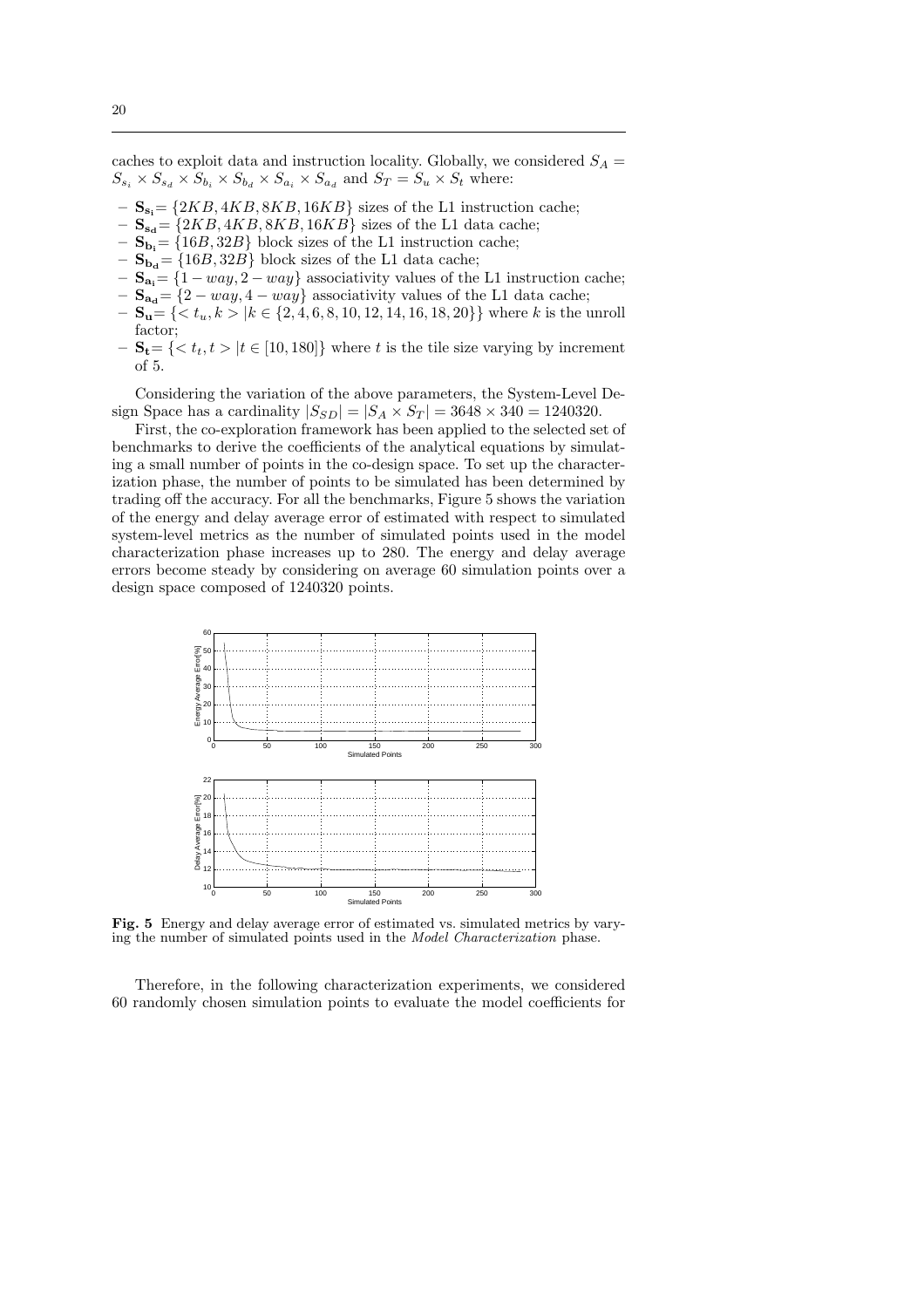caches to exploit data and instruction locality. Globally, we considered $S_A = S_{s_i} \times S_{s_d} \times S_{b_i} \times S_{b_d} \times S_{a_i} \times S_{a_d}$ and $S_T = S_u \times S_t$ where:

- $\mathbf{S_{s_i}} = \{2KB, 4KB, 8KB, 16KB\}$ sizes of the L1 instruction cache;
- $\mathbf{S_{s_d}} = \{2KB, 4KB, 8KB, 16KB\}$ sizes of the L1 data cache;
- $\mathbf{S_{b_i}} = \{16B, 32B\}$ block sizes of the L1 instruction cache;
- $\mathbf{S_{b_d}} = \{16B, 32B\}$ block sizes of the L1 data cache;
- $\mathbf{S_{a_i}} = \{1-way, 2-way\}$ associativity values of the L1 instruction cache;
- $\mathbf{S_{a_d}} = \{2-way, 4-way\}$ associativity values of the L1 data cache;
- $\mathbf{S_u} = \{< t_u, k > | k \in \{2, 4, 6, 8, 10, 12, 14, 16, 18, 20\}\}$ where $k$ is the unroll factor;
- $\mathbf{S_t} = \{< t_t, t > | t \in [10, 180]\}$ where $t$ is the tile size varying by increment of 5.

Considering the variation of the above parameters, the System-Level Design Space has a cardinality $|S_{SD}| = |S_A \times S_T| = 3648 \times 340 = 1240320$.

First, the co-exploration framework has been applied to the selected set of benchmarks to derive the coefficients of the analytical equations by simulating a small number of points in the co-design space. To set up the characterization phase, the number of points to be simulated has been determined by trading off the accuracy. For all the benchmarks, Figure 5 shows the variation of the energy and delay average error of estimated with respect to simulated system-level metrics as the number of simulated points used in the model characterization phase increases up to 280. The energy and delay average errors become steady by considering on average 60 simulation points over a design space composed of 1240320 points.

**Fig. 5** Energy and delay average error of estimated vs. simulated metrics by varying the number of simulated points used in the *Model Characterization* phase.

Therefore, in the following characterization experiments, we considered 60 randomly chosen simulation points to evaluate the model coefficients for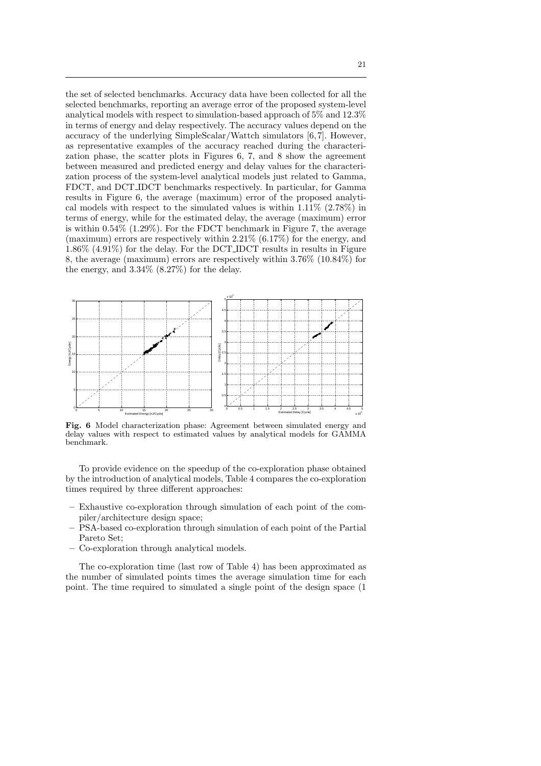the set of selected benchmarks. Accuracy data have been collected for all the selected benchmarks, reporting an average error of the proposed system-level analytical models with respect to simulation-based approach of 5% and 12.3% in terms of energy and delay respectively. The accuracy values depend on the accuracy of the underlying SimpleScalar/Wattch simulators [6,7]. However, as representative examples of the accuracy reached during the characterization phase, the scatter plots in Figures 6, 7, and 8 show the agreement between measured and predicted energy and delay values for the characterization process of the system-level analytical models just related to Gamma, FDCT, and DCT_IDCT benchmarks respectively. In particular, for Gamma results in Figure 6, the average (maximum) error of the proposed analytical models with respect to the simulated values is within 1.11% (2.78%) in terms of energy, while for the estimated delay, the average (maximum) error is within 0.54% (1.29%). For the FDCT benchmark in Figure 7, the average (maximum) errors are respectively within 2.21% (6.17%) for the energy, and 1.86% (4.91%) for the delay. For the DCT_IDCT results in results in Figure 8, the average (maximum) errors are respectively within 3.76% (10.84%) for the energy, and 3.34% (8.27%) for the delay.

**Fig. 6** Model characterization phase: Agreement between simulated energy and delay values with respect to estimated values by analytical models for GAMMA benchmark.

To provide evidence on the speedup of the co-exploration phase obtained by the introduction of analytical models, Table 4 compares the co-exploration times required by three different approaches:

- Exhaustive co-exploration through simulation of each point of the compiler/architecture design space;
- PSA-based co-exploration through simulation of each point of the Partial Pareto Set;
- Co-exploration through analytical models.

The co-exploration time (last row of Table 4) has been approximated as the number of simulated points times the average simulation time for each point. The time required to simulated a single point of the design space (1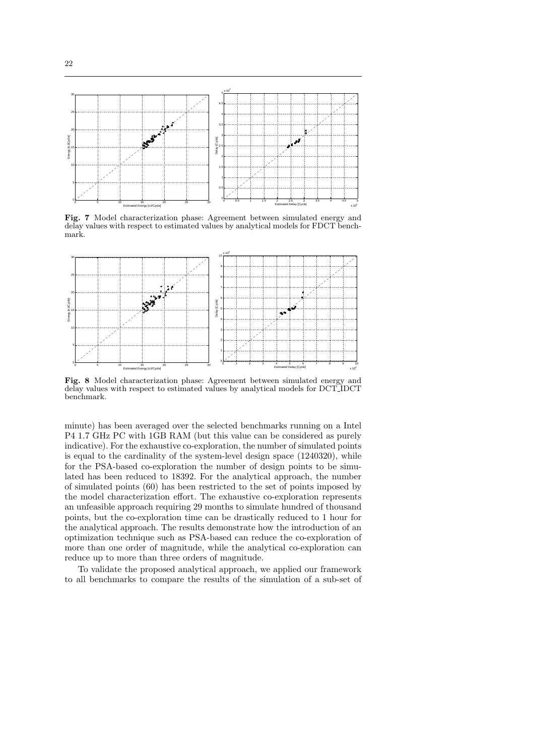**Fig. 7** Model characterization phase: Agreement between simulated energy and delay values with respect to estimated values by analytical models for FDCT benchmark.

**Fig. 8** Model characterization phase: Agreement between simulated energy and delay values with respect to estimated values by analytical models for DCT_IDCT benchmark.

minute) has been averaged over the selected benchmarks running on a Intel P4 1.7 GHz PC with 1GB RAM (but this value can be considered as purely indicative). For the exhaustive co-exploration, the number of simulated points is equal to the cardinality of the system-level design space (1240320), while for the PSA-based co-exploration the number of design points to be simulated has been reduced to 18392. For the analytical approach, the number of simulated points (60) has been restricted to the set of points imposed by the model characterization effort. The exhaustive co-exploration represents an unfeasible approach requiring 29 months to simulate hundred of thousand points, but the co-exploration time can be drastically reduced to 1 hour for the analytical approach. The results demonstrate how the introduction of an optimization technique such as PSA-based can reduce the co-exploration of more than one order of magnitude, while the analytical co-exploration can reduce up to more than three orders of magnitude.

To validate the proposed analytical approach, we applied our framework to all benchmarks to compare the results of the simulation of a sub-set of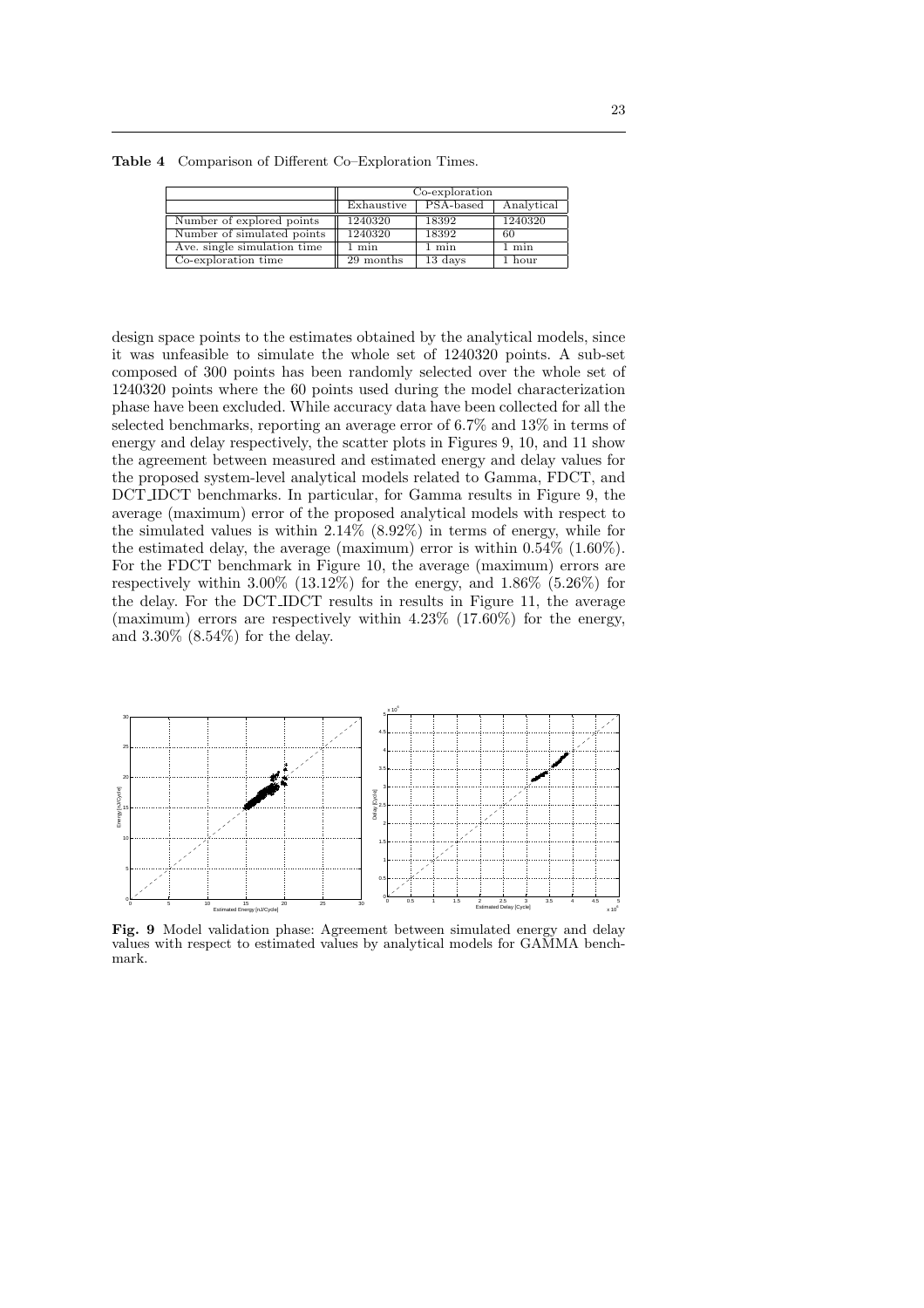**Table 4** Comparison of Different Co–Exploration Times.

| | Co-exploration | | |
|---|---|---|---|
| | Exhaustive | PSA-based | Analytical |
| Number of explored points | 1240320 | 18392 | 1240320 |
| Number of simulated points | 1240320 | 18392 | 60 |
| Ave. single simulation time | 1 min | 1 min | 1 min |
| Co-exploration time | 29 months | 13 days | 1 hour |

design space points to the estimates obtained by the analytical models, since it was unfeasible to simulate the whole set of 1240320 points. A sub-set composed of 300 points has been randomly selected over the whole set of 1240320 points where the 60 points used during the model characterization phase have been excluded. While accuracy data have been collected for all the selected benchmarks, reporting an average error of 6.7% and 13% in terms of energy and delay respectively, the scatter plots in Figures 9, 10, and 11 show the agreement between measured and estimated energy and delay values for the proposed system-level analytical models related to Gamma, FDCT, and DCT_IDCT benchmarks. In particular, for Gamma results in Figure 9, the average (maximum) error of the proposed analytical models with respect to the simulated values is within 2.14% (8.92%) in terms of energy, while for the estimated delay, the average (maximum) error is within 0.54% (1.60%). For the FDCT benchmark in Figure 10, the average (maximum) errors are respectively within 3.00% (13.12%) for the energy, and 1.86% (5.26%) for the delay. For the DCT_IDCT results in results in Figure 11, the average (maximum) errors are respectively within 4.23% (17.60%) for the energy, and 3.30% (8.54%) for the delay.

**Fig. 9** Model validation phase: Agreement between simulated energy and delay values with respect to estimated values by analytical models for GAMMA benchmark.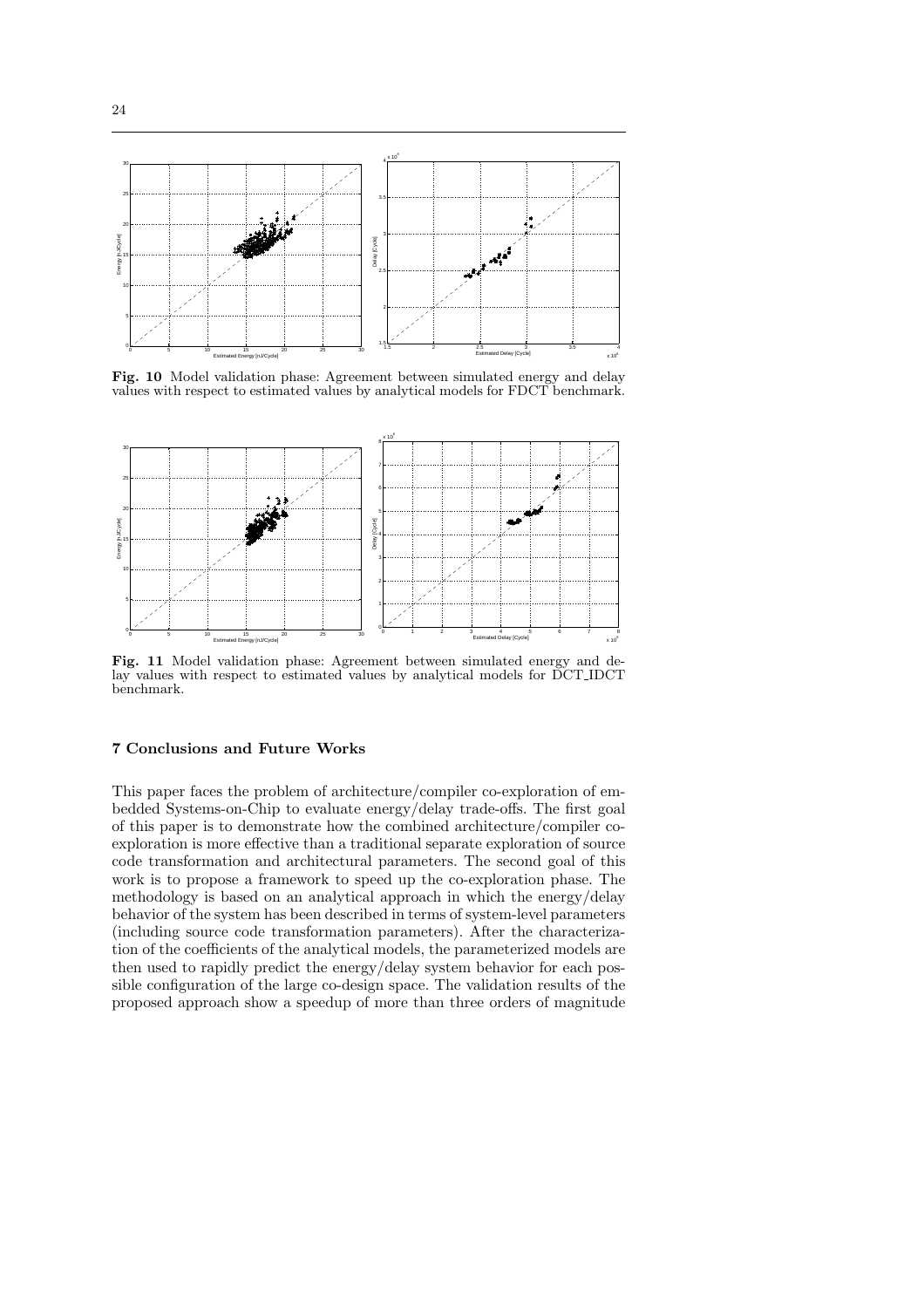**Fig. 10** Model validation phase: Agreement between simulated energy and delay values with respect to estimated values by analytical models for FDCT benchmark.

**Fig. 11** Model validation phase: Agreement between simulated energy and delay values with respect to estimated values by analytical models for DCT_IDCT benchmark.

## 7 Conclusions and Future Works

This paper faces the problem of architecture/compiler co-exploration of embedded Systems-on-Chip to evaluate energy/delay trade-offs. The first goal of this paper is to demonstrate how the combined architecture/compiler co-exploration is more effective than a traditional separate exploration of source code transformation and architectural parameters. The second goal of this work is to propose a framework to speed up the co-exploration phase. The methodology is based on an analytical approach in which the energy/delay behavior of the system has been described in terms of system-level parameters (including source code transformation parameters). After the characterization of the coefficients of the analytical models, the parameterized models are then used to rapidly predict the energy/delay system behavior for each possible configuration of the large co-design space. The validation results of the proposed approach show a speedup of more than three orders of magnitude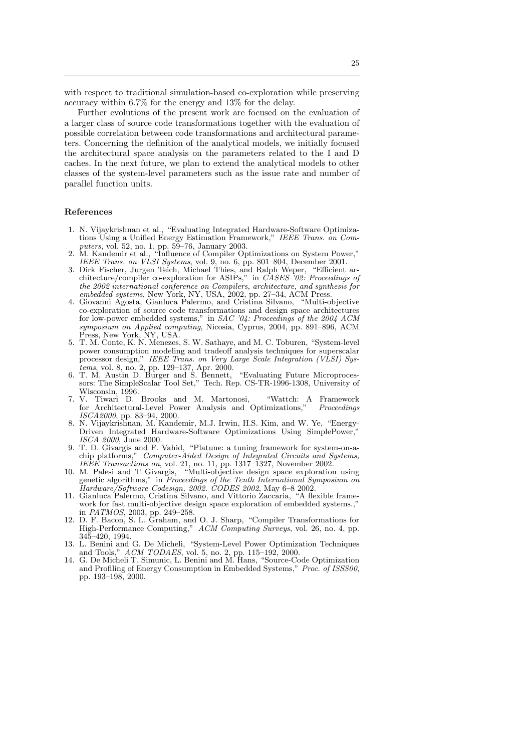with respect to traditional simulation-based co-exploration while preserving accuracy within 6.7% for the energy and 13% for the delay.

Further evolutions of the present work are focused on the evaluation of a larger class of source code transformations together with the evaluation of possible correlation between code transformations and architectural parameters. Concerning the definition of the analytical models, we initially focused the architectural space analysis on the parameters related to the I and D caches. In the next future, we plan to extend the analytical models to other classes of the system-level parameters such as the issue rate and number of parallel function units.

## References

1. N. Vijaykrishnan et al., "Evaluating Integrated Hardware-Software Optimizations Using a Unified Energy Estimation Framework," *IEEE Trans. on Computers*, vol. 52, no. 1, pp. 59–76, January 2003.
2. M. Kandemir et al., "Influence of Compiler Optimizations on System Power," *IEEE Trans. on VLSI Systems*, vol. 9, no. 6, pp. 801–804, December 2001.
3. Dirk Fischer, Jurgen Teich, Michael Thies, and Ralph Weper, "Efficient architecture/compiler co-exploration for ASIPs," in *CASES '02: Proceedings of the 2002 international conference on Compilers, architecture, and synthesis for embedded systems*, New York, NY, USA, 2002, pp. 27–34, ACM Press.
4. Giovanni Agosta, Gianluca Palermo, and Cristina Silvano, "Multi-objective co-exploration of source code transformations and design space architectures for low-power embedded systems," in *SAC '04: Proceedings of the 2004 ACM symposium on Applied computing*, Nicosia, Cyprus, 2004, pp. 891–896, ACM Press, New York, NY, USA.
5. T. M. Conte, K. N. Menezes, S. W. Sathaye, and M. C. Toburen, "System-level power consumption modeling and tradeoff analysis techniques for superscalar processor design," *IEEE Trans. on Very Large Scale Integration (VLSI) Systems*, vol. 8, no. 2, pp. 129–137, Apr. 2000.
6. T. M. Austin D. Burger and S. Bennett, "Evaluating Future Microprocessors: The SimpleScalar Tool Set," Tech. Rep. CS-TR-1996-1308, University of Wisconsin, 1996.
7. V. Tiwari D. Brooks and M. Martonosi, "Wattch: A Framework for Architectural-Level Power Analysis and Optimizations," *Proceedings ISCA2000*, pp. 83–94, 2000.
8. N. Vijaykrishnan, M. Kandemir, M.J. Irwin, H.S. Kim, and W. Ye, "Energy-Driven Integrated Hardware-Software Optimizations Using SimplePower," *ISCA 2000*, June 2000.
9. T. D. Givargis and F. Vahid, "Platune: a tuning framework for system-on-a-chip platforms," *Computer-Aided Design of Integrated Circuits and Systems, IEEE Transactions on*, vol. 21, no. 11, pp. 1317–1327, November 2002.
10. M. Palesi and T Givargis, "Multi-objective design space exploration using genetic algorithms," in *Proceedings of the Tenth International Symposium on Hardware/Software Codesign, 2002. CODES 2002*, May 6–8 2002.
11. Gianluca Palermo, Cristina Silvano, and Vittorio Zaccaria, "A flexible framework for fast multi-objective design space exploration of embedded systems.," in *PATMOS*, 2003, pp. 249–258.
12. D. F. Bacon, S. L. Graham, and O. J. Sharp, "Compiler Transformations for High-Performance Computing," *ACM Computing Surveys*, vol. 26, no. 4, pp. 345–420, 1994.
13. L. Benini and G. De Micheli, "System-Level Power Optimization Techniques and Tools," *ACM TODAES*, vol. 5, no. 2, pp. 115–192, 2000.
14. G. De Micheli T. Simunic, L. Benini and M. Hans, "Source-Code Optimization and Profiling of Energy Consumption in Embedded Systems," *Proc. of ISSS00*, pp. 193–198, 2000.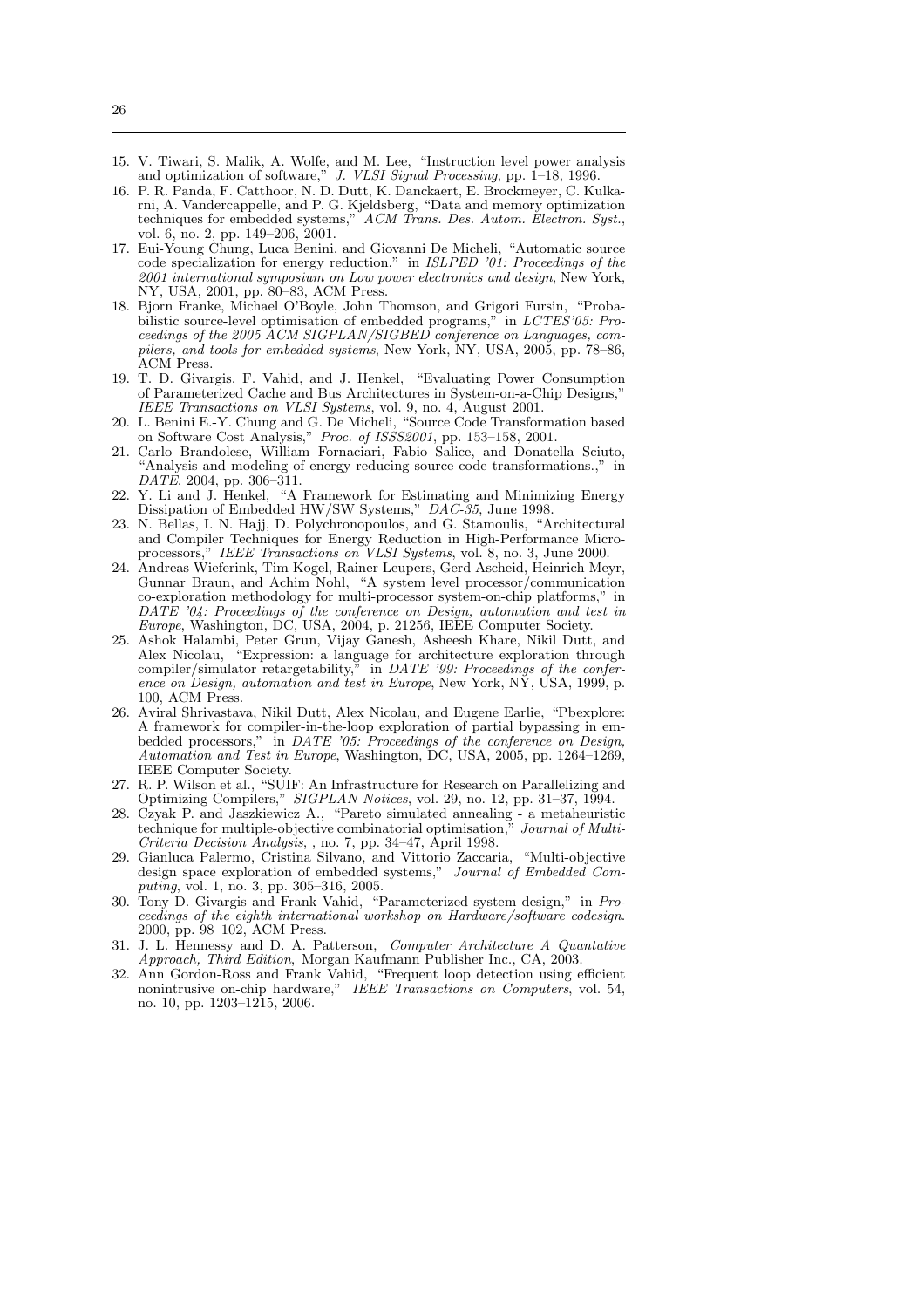15. V. Tiwari, S. Malik, A. Wolfe, and M. Lee, "Instruction level power analysis and optimization of software," *J. VLSI Signal Processing*, pp. 1–18, 1996.
16. P. R. Panda, F. Catthoor, N. D. Dutt, K. Danckaert, E. Brockmeyer, C. Kulkarni, A. Vandercappelle, and P. G. Kjeldsberg, "Data and memory optimization techniques for embedded systems," *ACM Trans. Des. Autom. Electron. Syst.*, vol. 6, no. 2, pp. 149–206, 2001.
17. Eui-Young Chung, Luca Benini, and Giovanni De Micheli, "Automatic source code specialization for energy reduction," in *ISLPED '01: Proceedings of the 2001 international symposium on Low power electronics and design*, New York, NY, USA, 2001, pp. 80–83, ACM Press.
18. Bjorn Franke, Michael O'Boyle, John Thomson, and Grigori Fursin, "Probabilistic source-level optimisation of embedded programs," in *LCTES'05: Proceedings of the 2005 ACM SIGPLAN/SIGBED conference on Languages, compilers, and tools for embedded systems*, New York, NY, USA, 2005, pp. 78–86, ACM Press.
19. T. D. Givargis, F. Vahid, and J. Henkel, "Evaluating Power Consumption of Parameterized Cache and Bus Architectures in System-on-a-Chip Designs," *IEEE Transactions on VLSI Systems*, vol. 9, no. 4, August 2001.
20. L. Benini E.-Y. Chung and G. De Micheli, "Source Code Transformation based on Software Cost Analysis," *Proc. of ISSS2001*, pp. 153–158, 2001.
21. Carlo Brandolese, William Fornaciari, Fabio Salice, and Donatella Sciuto, "Analysis and modeling of energy reducing source code transformations.," in *DATE*, 2004, pp. 306–311.
22. Y. Li and J. Henkel, "A Framework for Estimating and Minimizing Energy Dissipation of Embedded HW/SW Systems," *DAC-35*, June 1998.
23. N. Bellas, I. N. Hajj, D. Polychronopoulos, and G. Stamoulis, "Architectural and Compiler Techniques for Energy Reduction in High-Performance Microprocessors," *IEEE Transactions on VLSI Systems*, vol. 8, no. 3, June 2000.
24. Andreas Wieferink, Tim Kogel, Rainer Leupers, Gerd Ascheid, Heinrich Meyr, Gunnar Braun, and Achim Nohl, "A system level processor/communication co-exploration methodology for multi-processor system-on-chip platforms," in *DATE '04: Proceedings of the conference on Design, automation and test in Europe*, Washington, DC, USA, 2004, p. 21256, IEEE Computer Society.
25. Ashok Halambi, Peter Grun, Vijay Ganesh, Asheesh Khare, Nikil Dutt, and Alex Nicolau, "Expression: a language for architecture exploration through compiler/simulator retargetability," in *DATE '99: Proceedings of the conference on Design, automation and test in Europe*, New York, NY, USA, 1999, p. 100, ACM Press.
26. Aviral Shrivastava, Nikil Dutt, Alex Nicolau, and Eugene Earlie, "Pbexplore: A framework for compiler-in-the-loop exploration of partial bypassing in embedded processors," in *DATE '05: Proceedings of the conference on Design, Automation and Test in Europe*, Washington, DC, USA, 2005, pp. 1264–1269, IEEE Computer Society.
27. R. P. Wilson et al., "SUIF: An Infrastructure for Research on Parallelizing and Optimizing Compilers," *SIGPLAN Notices*, vol. 29, no. 12, pp. 31–37, 1994.
28. Czyak P. and Jaszkiewicz A., "Pareto simulated annealing - a metaheuristic technique for multiple-objective combinatorial optimisation," *Journal of Multi-Criteria Decision Analysis*, , no. 7, pp. 34–47, April 1998.
29. Gianluca Palermo, Cristina Silvano, and Vittorio Zaccaria, "Multi-objective design space exploration of embedded systems," *Journal of Embedded Computing*, vol. 1, no. 3, pp. 305–316, 2005.
30. Tony D. Givargis and Frank Vahid, "Parameterized system design," in *Proceedings of the eighth international workshop on Hardware/software codesign*. 2000, pp. 98–102, ACM Press.
31. J. L. Hennessy and D. A. Patterson, *Computer Architecture A Quantative Approach, Third Edition*, Morgan Kaufmann Publisher Inc., CA, 2003.
32. Ann Gordon-Ross and Frank Vahid, "Frequent loop detection using efficient nonintrusive on-chip hardware," *IEEE Transactions on Computers*, vol. 54, no. 10, pp. 1203–1215, 2006.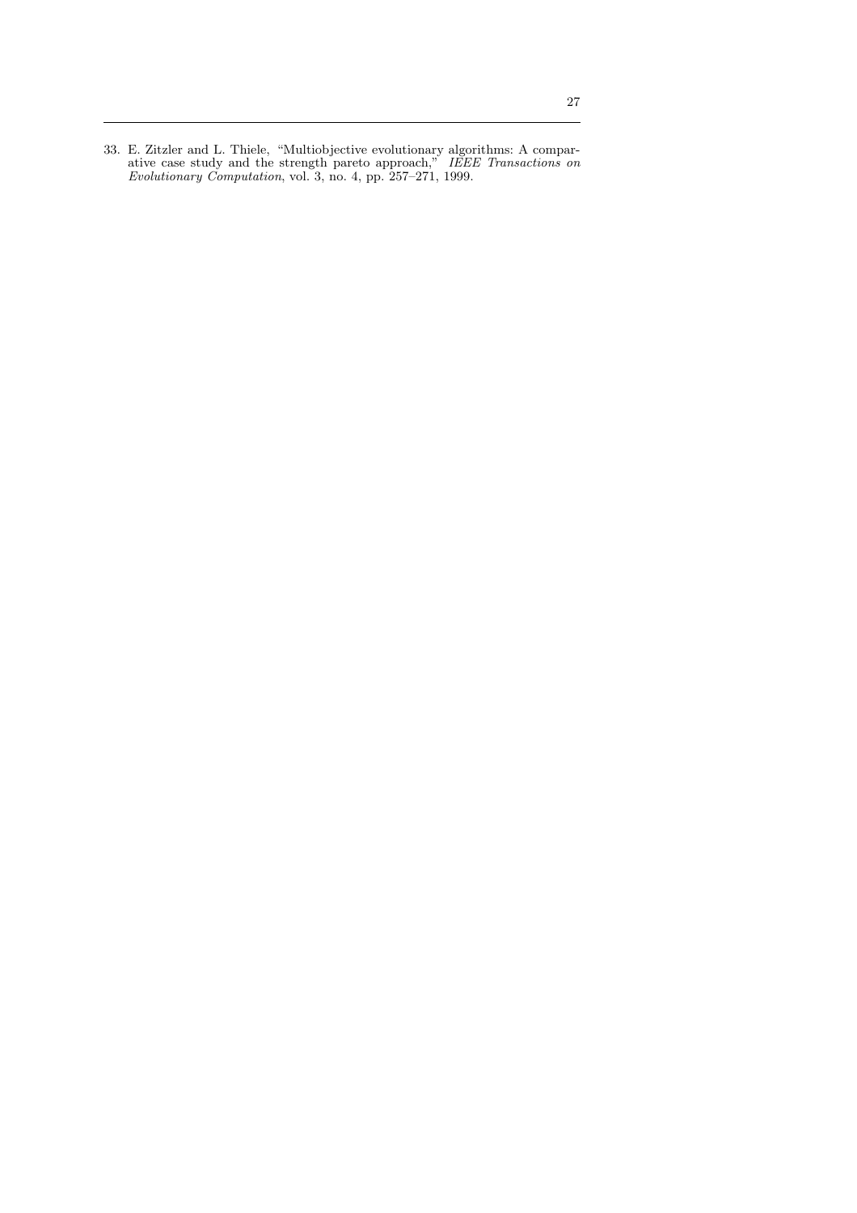33. E. Zitzler and L. Thiele, "Multiobjective evolutionary algorithms: A comparative case study and the strength pareto approach," *IEEE Transactions on Evolutionary Computation*, vol. 3, no. 4, pp. 257–271, 1999.